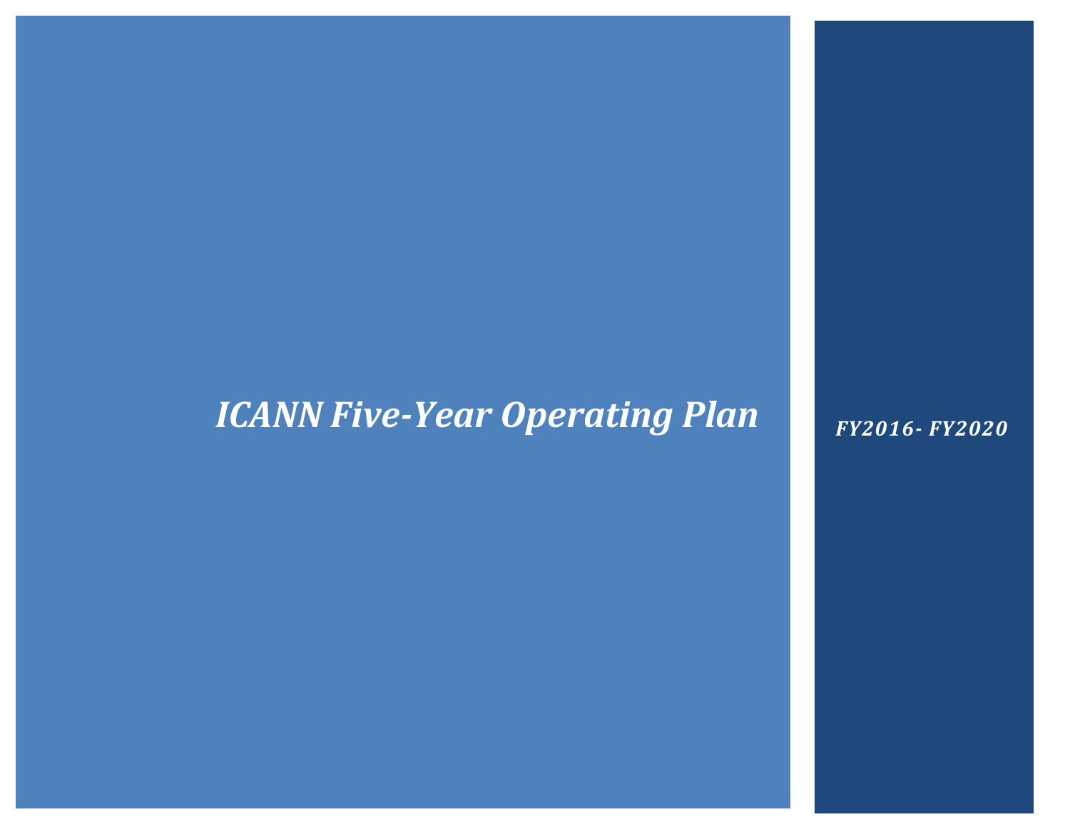# *ICANN Five-Year Operating Plan*

***FY2016- FY2020***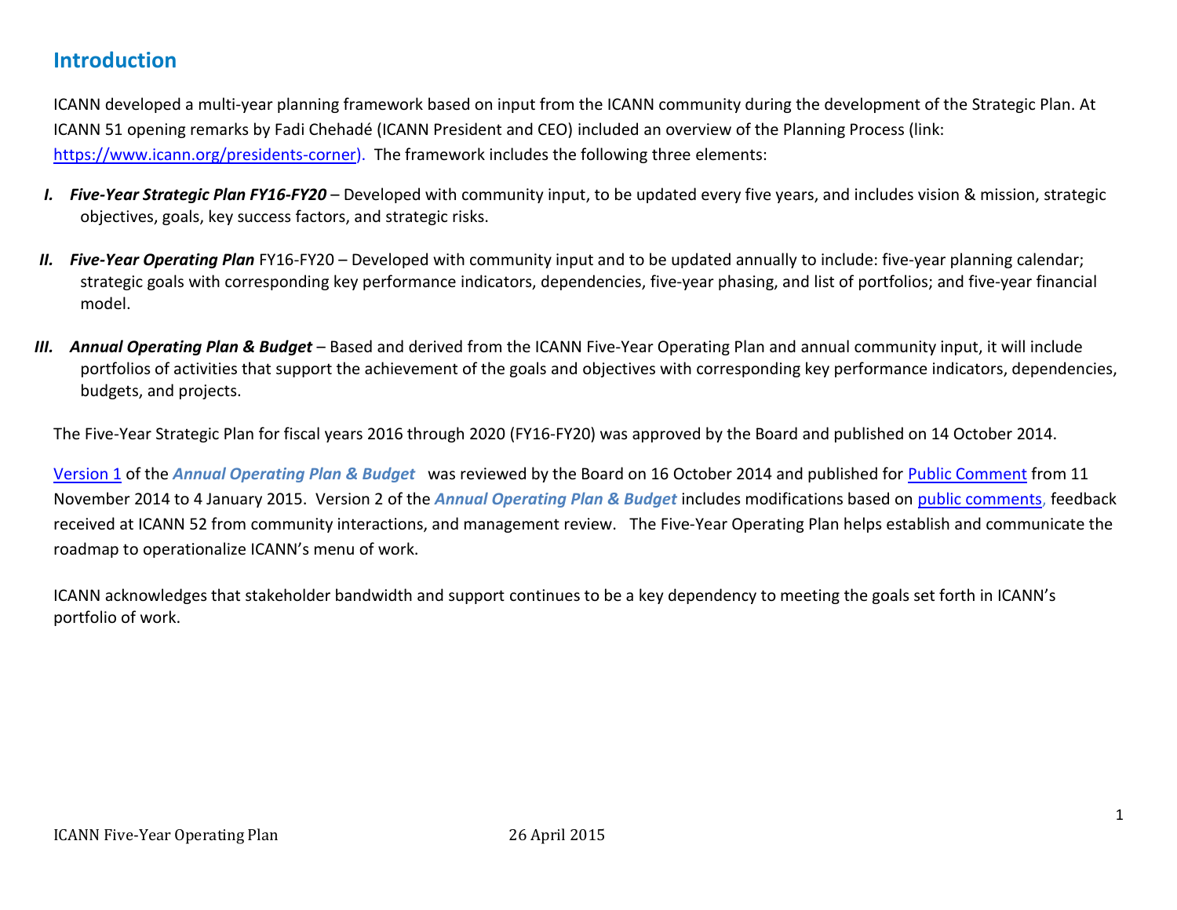## Introduction

ICANN developed a multi-year planning framework based on input from the ICANN community during the development of the Strategic Plan. At ICANN 51 opening remarks by Fadi Chehadé (ICANN President and CEO) included an overview of the Planning Process (link: https://www.icann.org/presidents-corner). The framework includes the following three elements:

I. ***Five-Year Strategic Plan FY16-FY20*** – Developed with community input, to be updated every five years, and includes vision & mission, strategic objectives, goals, key success factors, and strategic risks.

II. ***Five-Year Operating Plan*** FY16-FY20 – Developed with community input and to be updated annually to include: five-year planning calendar; strategic goals with corresponding key performance indicators, dependencies, five-year phasing, and list of portfolios; and five-year financial model.

III. ***Annual Operating Plan & Budget*** – Based and derived from the ICANN Five-Year Operating Plan and annual community input, it will include portfolios of activities that support the achievement of the goals and objectives with corresponding key performance indicators, dependencies, budgets, and projects.

The Five-Year Strategic Plan for fiscal years 2016 through 2020 (FY16-FY20) was approved by the Board and published on 14 October 2014.

Version 1 of the ***Annual Operating Plan & Budget*** was reviewed by the Board on 16 October 2014 and published for Public Comment from 11 November 2014 to 4 January 2015. Version 2 of the ***Annual Operating Plan & Budget*** includes modifications based on public comments, feedback received at ICANN 52 from community interactions, and management review. The Five-Year Operating Plan helps establish and communicate the roadmap to operationalize ICANN's menu of work.

ICANN acknowledges that stakeholder bandwidth and support continues to be a key dependency to meeting the goals set forth in ICANN's portfolio of work.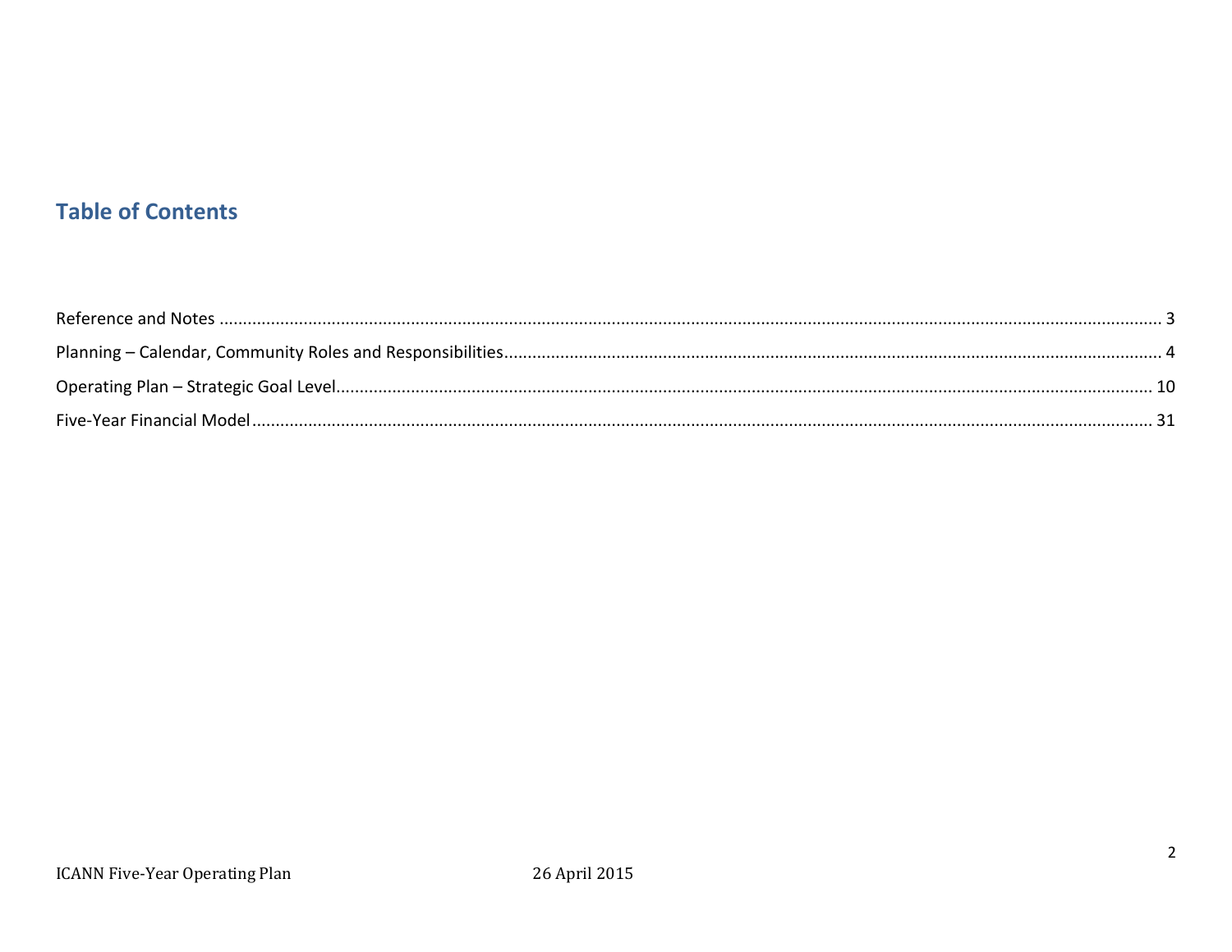## Table of Contents

Reference and Notes ........................................................................................................................................................................ 3

Planning – Calendar, Community Roles and Responsibilities.......................................................................................................... 4

Operating Plan – Strategic Goal Level............................................................................................................................................. 10

Five-Year Financial Model ................................................................................................................................................................ 31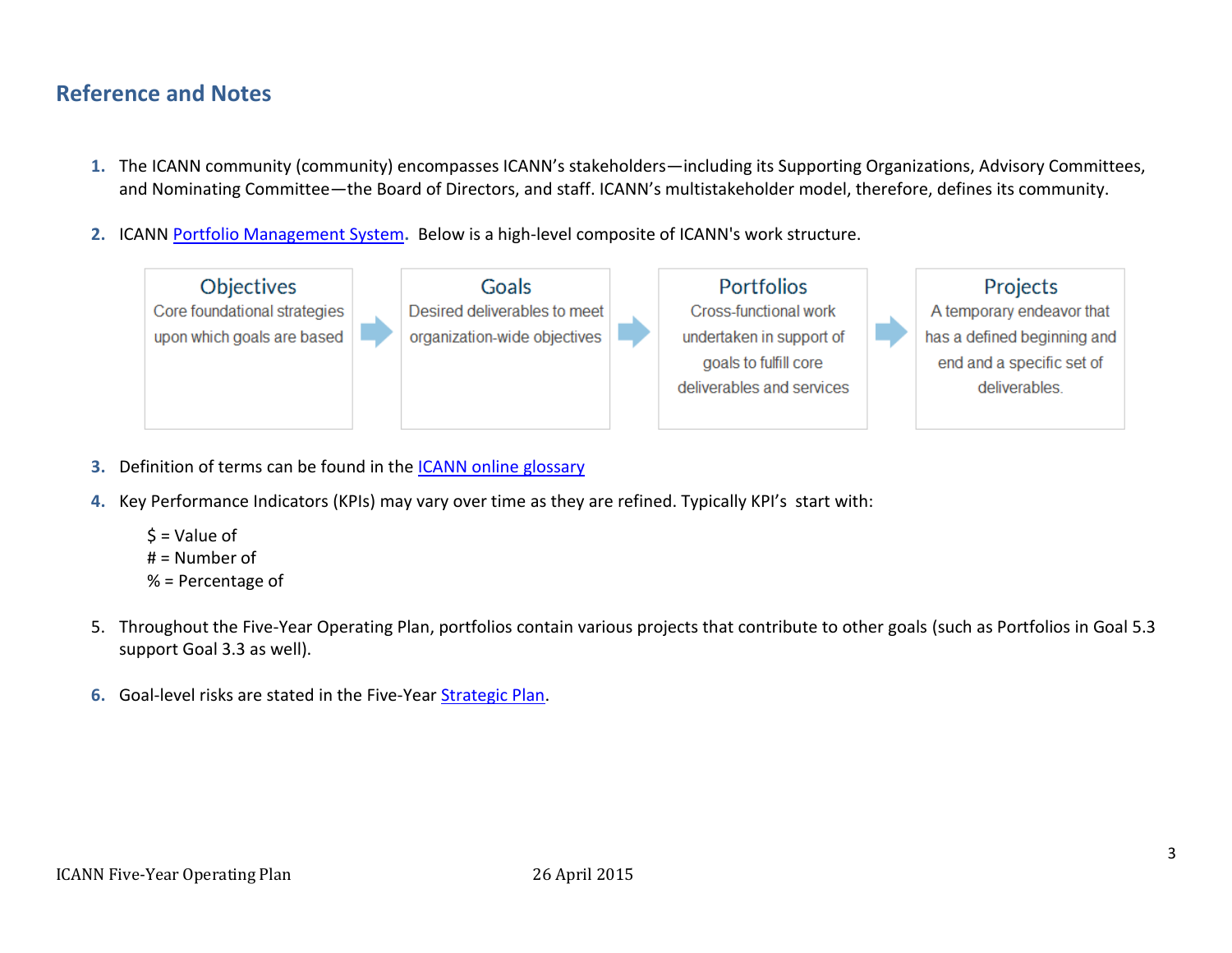## Reference and Notes

1. The ICANN community (community) encompasses ICANN's stakeholders—including its Supporting Organizations, Advisory Committees, and Nominating Committee—the Board of Directors, and staff. ICANN's multistakeholder model, therefore, defines its community.

2. ICANN Portfolio Management System**.** Below is a high-level composite of ICANN's work structure.

| Objectives | | Goals | | Portfolios | | Projects |
|---|---|---|---|---|---|---|
| Core foundational strategies upon which goals are based | → | Desired deliverables to meet organization-wide objectives | → | Cross-functional work undertaken in support of goals to fulfill core deliverables and services | → | A temporary endeavor that has a defined beginning and end and a specific set of deliverables. |

3. Definition of terms can be found in the ICANN online glossary

4. Key Performance Indicators (KPIs) may vary over time as they are refined. Typically KPI's start with:

   $ = Value of
   # = Number of
   % = Percentage of

5. Throughout the Five-Year Operating Plan, portfolios contain various projects that contribute to other goals (such as Portfolios in Goal 5.3 support Goal 3.3 as well).

6. Goal-level risks are stated in the Five-Year Strategic Plan.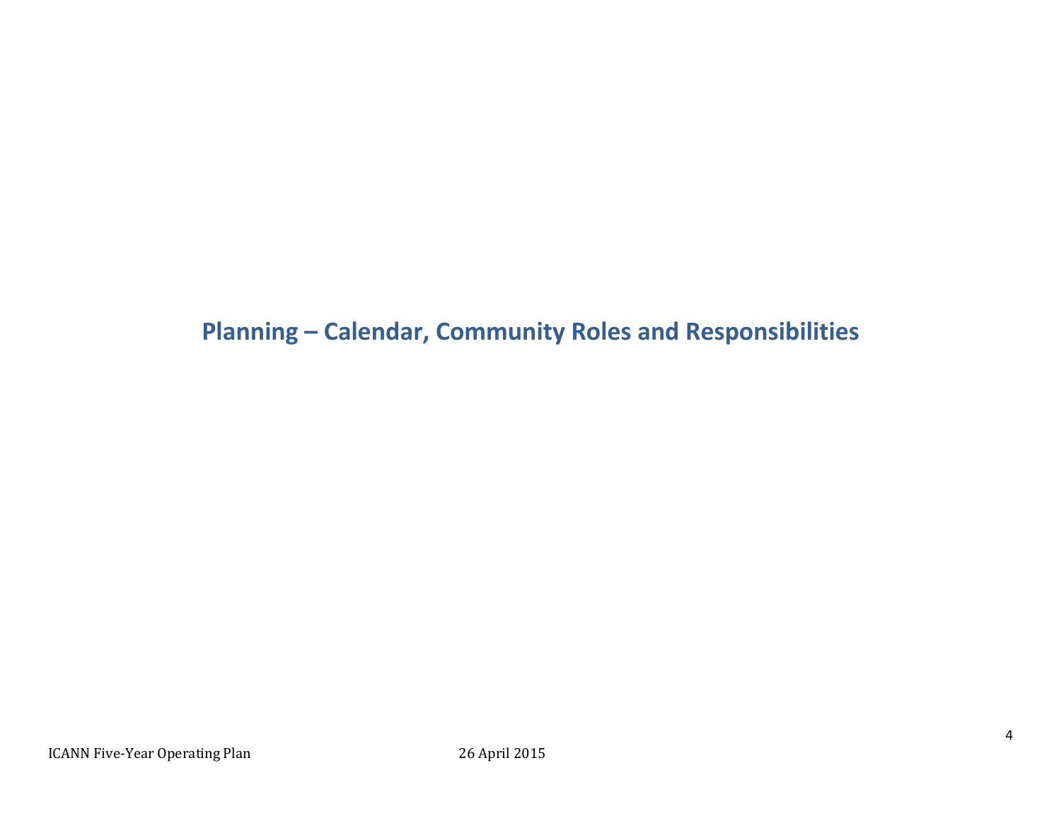# Planning – Calendar, Community Roles and Responsibilities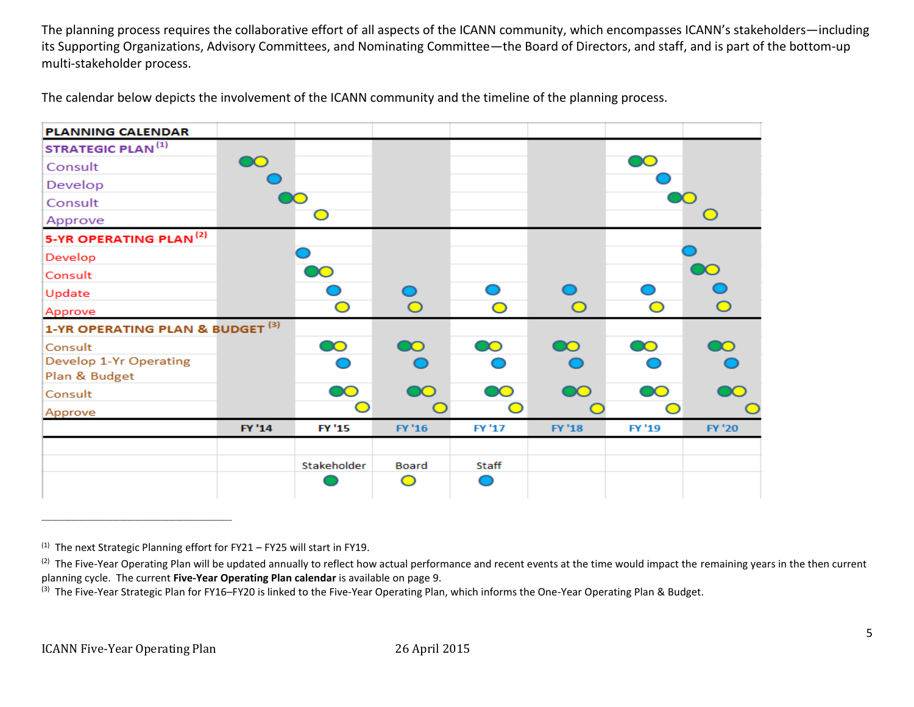The planning process requires the collaborative effort of all aspects of the ICANN community, which encompasses ICANN's stakeholders—including its Supporting Organizations, Advisory Committees, and Nominating Committee—the Board of Directors, and staff, and is part of the bottom-up multi-stakeholder process.

The calendar below depicts the involvement of the ICANN community and the timeline of the planning process.

| PLANNING CALENDAR | FY '14 | FY '15 | FY '16 | FY '17 | FY '18 | FY '19 | FY '20 |
|---|---|---|---|---|---|---|---|
| **STRATEGIC PLAN** [1] | | | | | | | |
| Consult | Stakeholder, Board | | | | | Stakeholder, Board | |
| Develop | Staff | | | | | Staff | |
| Consult | Stakeholder, Board | | | | | | Stakeholder, Board |
| Approve | | Board | | | | | Board |
| **5-YR OPERATING PLAN** [2] | | | | | | | |
| Develop | | Staff | | | | | Staff |
| Consult | | Stakeholder, Board | | | | | Stakeholder, Board |
| Update | | Staff | Staff | Staff | Staff | Staff | Staff |
| Approve | | Board | Board | Board | Board | Board | Board |
| **1-YR OPERATING PLAN & BUDGET** [3] | | | | | | | |
| Consult | | Stakeholder, Board | Stakeholder, Board | Stakeholder, Board | Stakeholder, Board | Stakeholder, Board | Stakeholder, Board |
| Develop 1-Yr Operating Plan & Budget | | Staff | Staff | Staff | Staff | Staff | Staff |
| Consult | | Stakeholder, Board | Stakeholder, Board | Stakeholder, Board | Stakeholder, Board | Stakeholder, Board | Stakeholder, Board |
| Approve | | Board | Board | Board | Board | Board | Board |

Legend: Stakeholder (green), Board (yellow), Staff (blue)

---

[1] The next Strategic Planning effort for FY21 – FY25 will start in FY19.

[2] The Five-Year Operating Plan will be updated annually to reflect how actual performance and recent events at the time would impact the remaining years in the then current planning cycle. The current **Five-Year Operating Plan calendar** is available on page 9.

[3] The Five-Year Strategic Plan for FY16–FY20 is linked to the Five-Year Operating Plan, which informs the One-Year Operating Plan & Budget.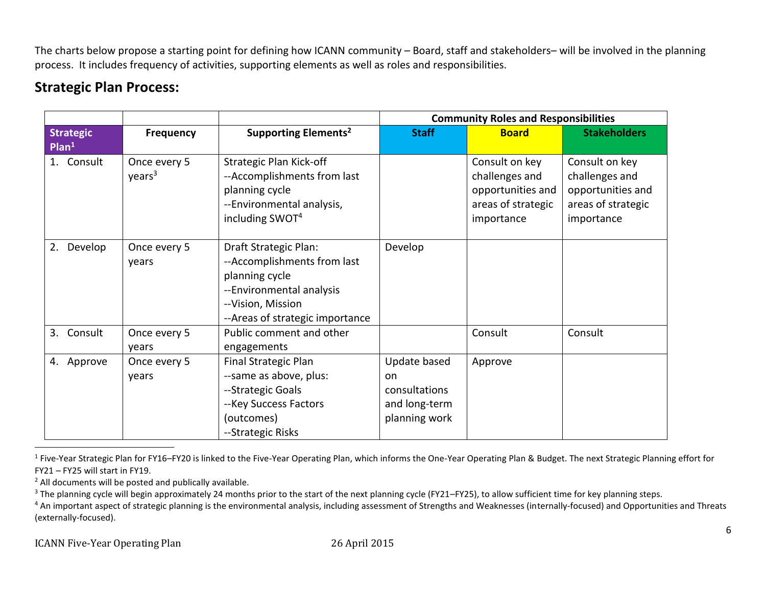The charts below propose a starting point for defining how ICANN community – Board, staff and stakeholders– will be involved in the planning process. It includes frequency of activities, supporting elements as well as roles and responsibilities.

## Strategic Plan Process:

| | | | Community Roles and Responsibilities | | |
|---|---|---|---|---|---|
| **Strategic Plan**[1] | **Frequency** | **Supporting Elements**[2] | **Staff** | **Board** | **Stakeholders** |
| 1. Consult | Once every 5 years[3] | Strategic Plan Kick-off<br>--Accomplishments from last planning cycle<br>--Environmental analysis, including SWOT[4] | | Consult on key challenges and opportunities and areas of strategic importance | Consult on key challenges and opportunities and areas of strategic importance |
| 2. Develop | Once every 5 years | Draft Strategic Plan:<br>--Accomplishments from last planning cycle<br>--Environmental analysis<br>--Vision, Mission<br>--Areas of strategic importance | Develop | | |
| 3. Consult | Once every 5 years | Public comment and other engagements | | Consult | Consult |
| 4. Approve | Once every 5 years | Final Strategic Plan<br>--same as above, plus:<br>--Strategic Goals<br>--Key Success Factors (outcomes)<br>--Strategic Risks | Update based on consultations and long-term planning work | Approve | |

[1] Five-Year Strategic Plan for FY16–FY20 is linked to the Five-Year Operating Plan, which informs the One-Year Operating Plan & Budget. The next Strategic Planning effort for FY21 – FY25 will start in FY19.

[2] All documents will be posted and publically available.

[3] The planning cycle will begin approximately 24 months prior to the start of the next planning cycle (FY21–FY25), to allow sufficient time for key planning steps.

[4] An important aspect of strategic planning is the environmental analysis, including assessment of Strengths and Weaknesses (internally-focused) and Opportunities and Threats (externally-focused).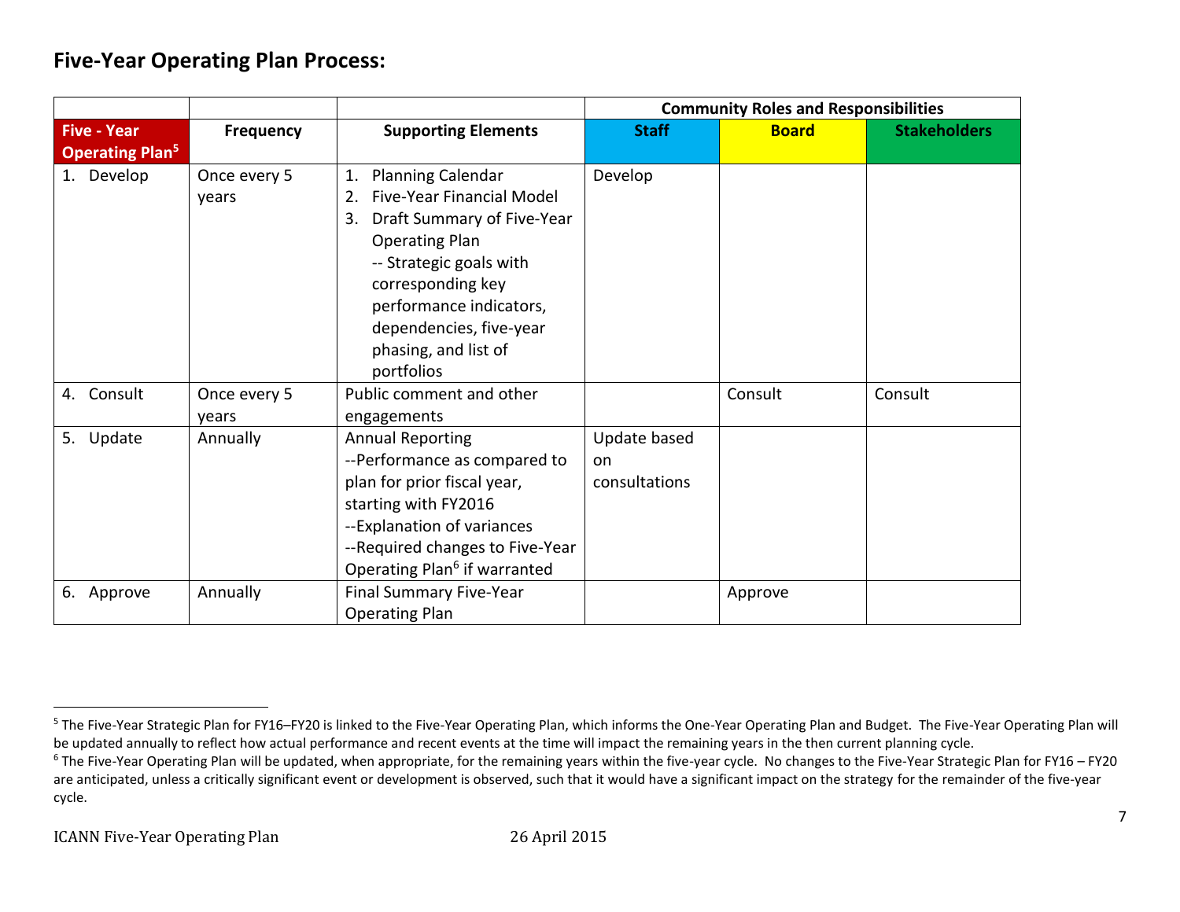## Five-Year Operating Plan Process:

| | | | Community Roles and Responsibilities | | |
|---|---|---|---|---|---|
| **Five - Year Operating Plan**[5] | **Frequency** | **Supporting Elements** | **Staff** | **Board** | **Stakeholders** |
| 1. Develop | Once every 5 years | 1. Planning Calendar<br>2. Five-Year Financial Model<br>3. Draft Summary of Five-Year Operating Plan<br>-- Strategic goals with corresponding key performance indicators, dependencies, five-year phasing, and list of portfolios | Develop | | |
| 4. Consult | Once every 5 years | Public comment and other engagements | | Consult | Consult |
| 5. Update | Annually | Annual Reporting<br>--Performance as compared to plan for prior fiscal year, starting with FY2016<br>--Explanation of variances<br>--Required changes to Five-Year Operating Plan[6] if warranted | Update based on consultations | | |
| 6. Approve | Annually | Final Summary Five-Year Operating Plan | | Approve | |

[5] The Five-Year Strategic Plan for FY16–FY20 is linked to the Five-Year Operating Plan, which informs the One-Year Operating Plan and Budget. The Five-Year Operating Plan will be updated annually to reflect how actual performance and recent events at the time will impact the remaining years in the then current planning cycle.

[6] The Five-Year Operating Plan will be updated, when appropriate, for the remaining years within the five-year cycle. No changes to the Five-Year Strategic Plan for FY16 – FY20 are anticipated, unless a critically significant event or development is observed, such that it would have a significant impact on the strategy for the remainder of the five-year cycle.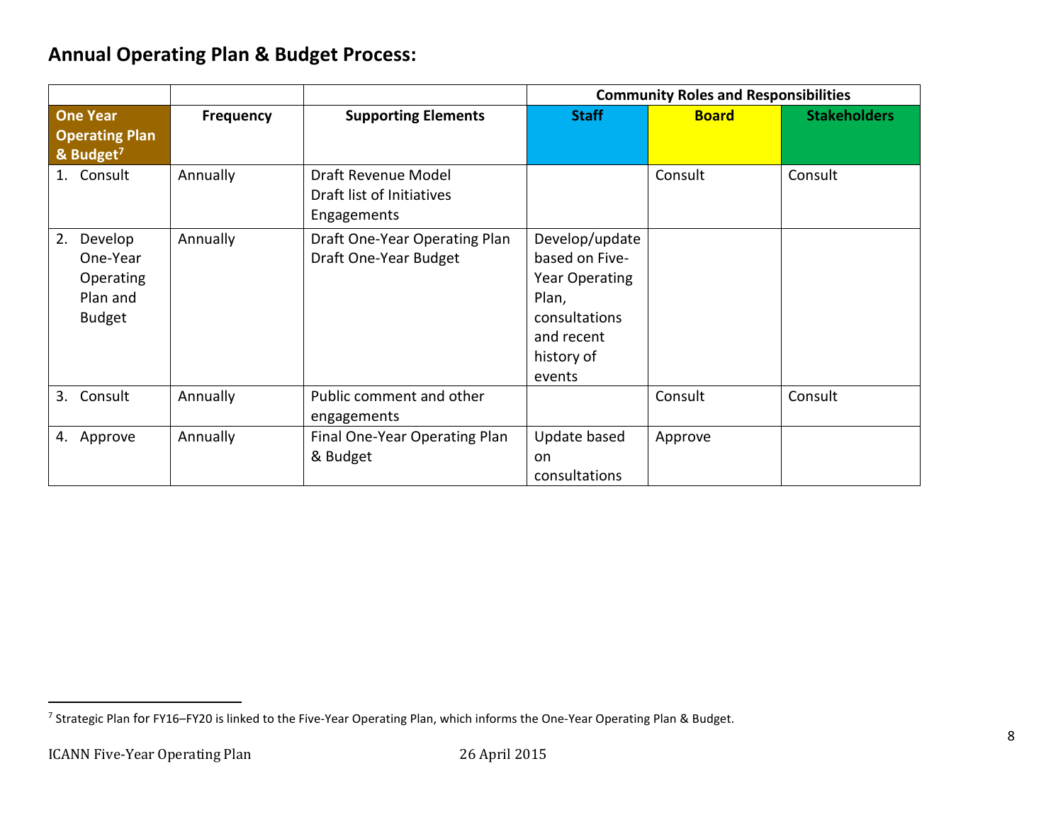## Annual Operating Plan & Budget Process:

| | | | Community Roles and Responsibilities | | |
|---|---|---|---|---|---|
| **One Year Operating Plan & Budget**[7] | **Frequency** | **Supporting Elements** | **Staff** | **Board** | **Stakeholders** |
| 1. Consult | Annually | Draft Revenue Model<br>Draft list of Initiatives<br>Engagements | | Consult | Consult |
| 2. Develop One-Year Operating Plan and Budget | Annually | Draft One-Year Operating Plan<br>Draft One-Year Budget | Develop/update based on Five-Year Operating Plan, consultations and recent history of events | | |
| 3. Consult | Annually | Public comment and other engagements | | Consult | Consult |
| 4. Approve | Annually | Final One-Year Operating Plan & Budget | Update based on consultations | Approve | |

[7] Strategic Plan for FY16–FY20 is linked to the Five-Year Operating Plan, which informs the One-Year Operating Plan & Budget.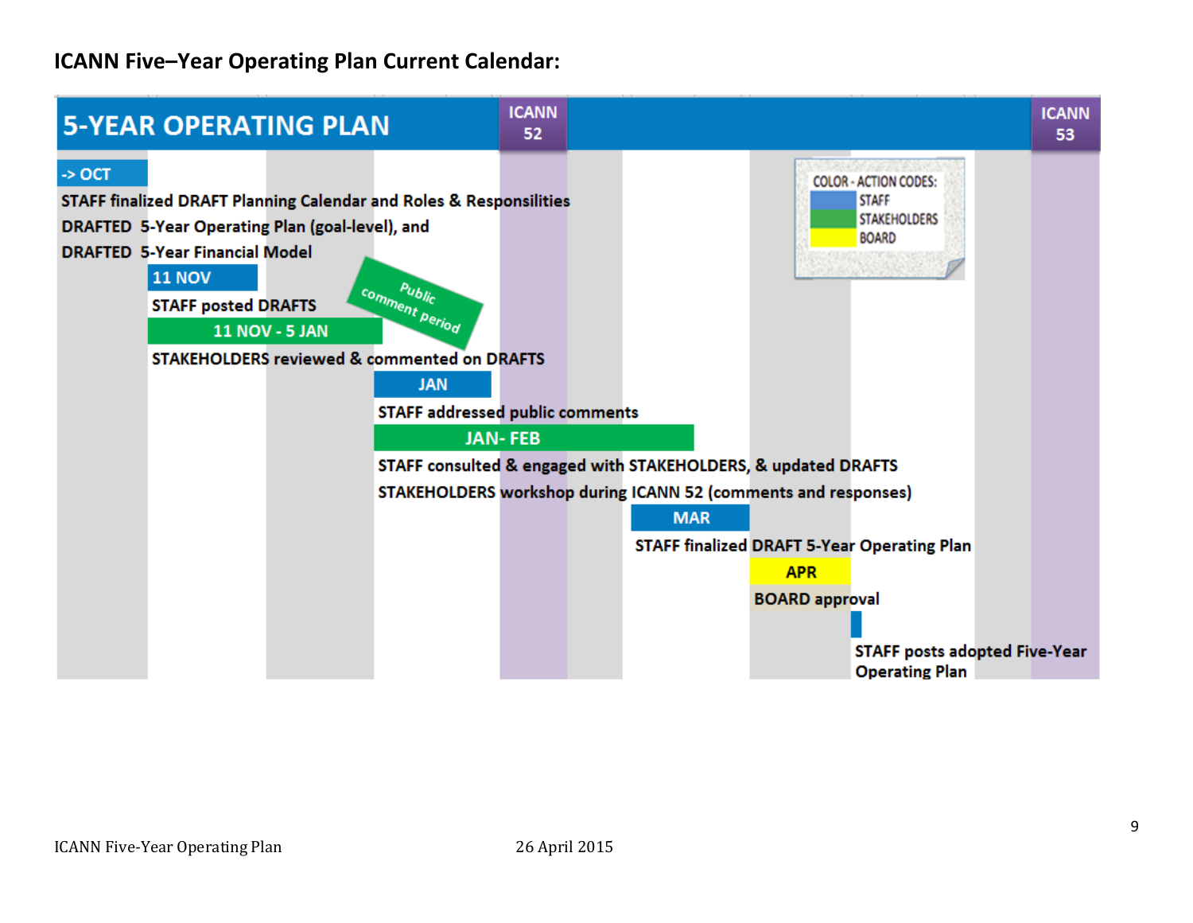**ICANN Five–Year Operating Plan Current Calendar:**

**5-YEAR OPERATING PLAN** | ICANN 52 | ICANN 53

COLOR - ACTION CODES:
- STAFF
- STAKEHOLDERS
- BOARD

**-> OCT**

STAFF finalized DRAFT Planning Calendar and Roles & Responsilities

DRAFTED 5-Year Operating Plan (goal-level), and

DRAFTED 5-Year Financial Model

**11 NOV**

STAFF posted DRAFTS

**11 NOV - 5 JAN** (Public comment period)

STAKEHOLDERS reviewed & commented on DRAFTS

**JAN**

STAFF addressed public comments

**JAN- FEB**

STAFF consulted & engaged with STAKEHOLDERS, & updated DRAFTS

STAKEHOLDERS workshop during ICANN 52 (comments and responses)

**MAR**

STAFF finalized DRAFT 5-Year Operating Plan

**APR**

BOARD approval

STAFF posts adopted Five-Year Operating Plan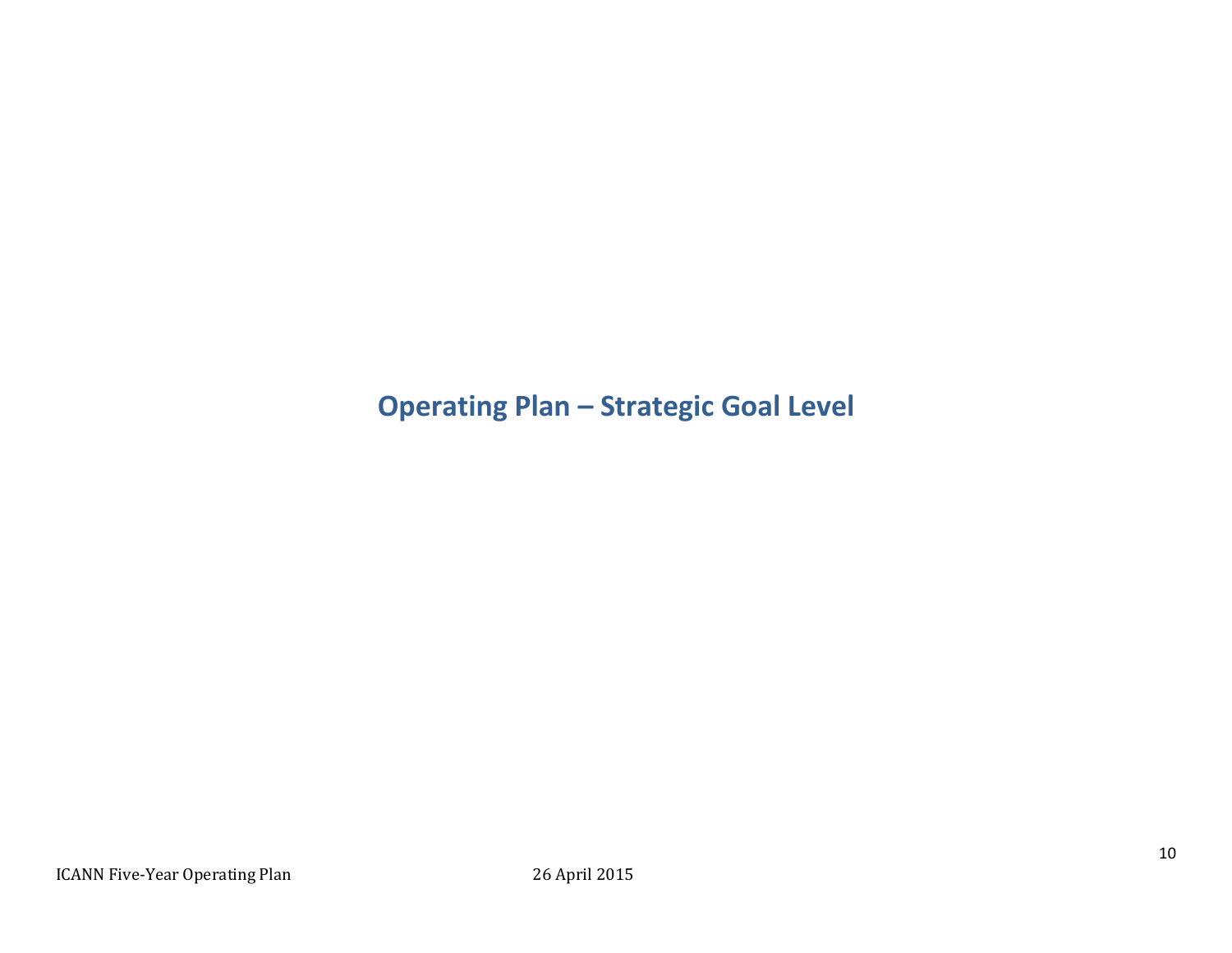# Operating Plan – Strategic Goal Level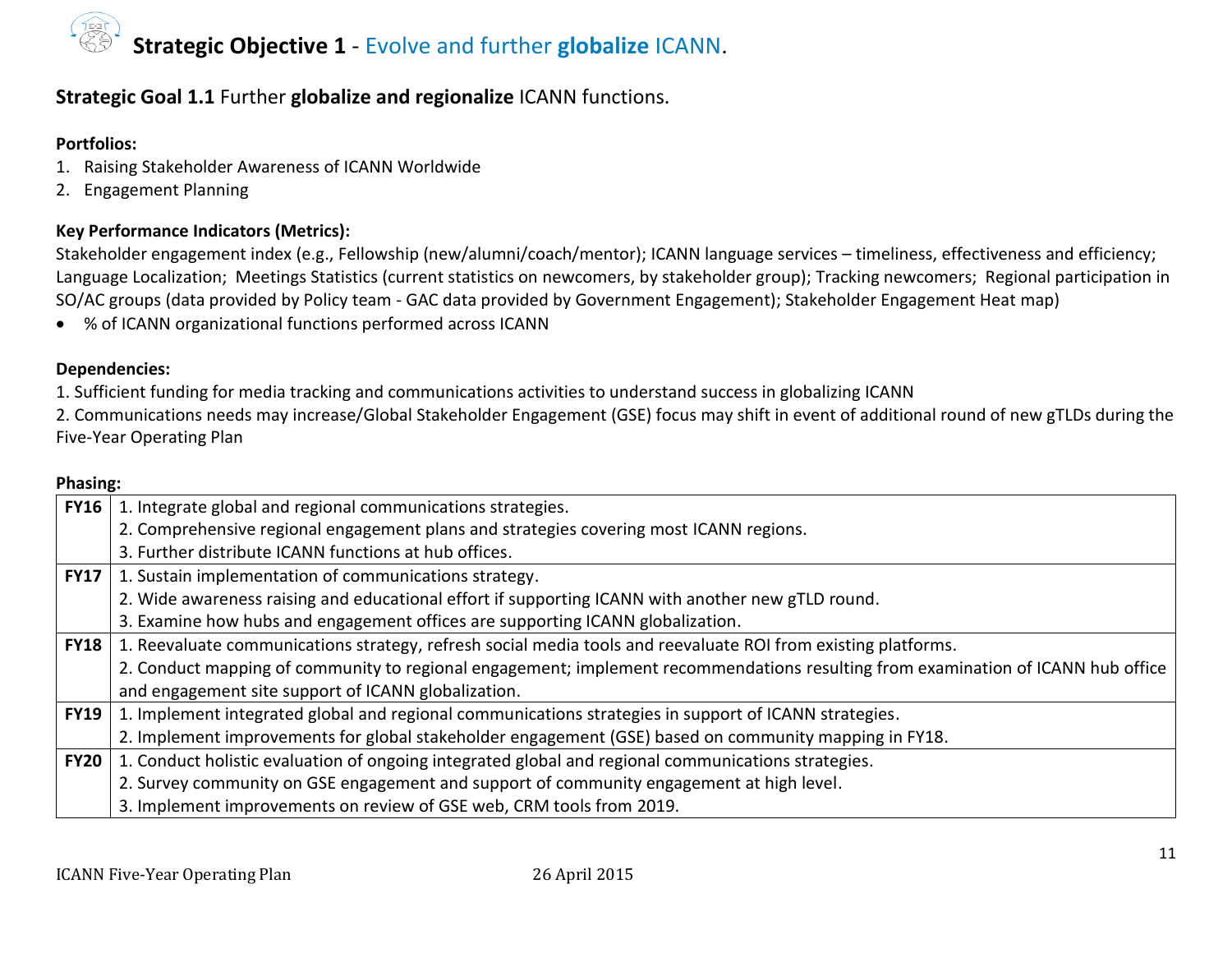# **Strategic Objective 1** - Evolve and further **globalize** ICANN.

## **Strategic Goal 1.1** Further **globalize and regionalize** ICANN functions.

**Portfolios:**

1. Raising Stakeholder Awareness of ICANN Worldwide
2. Engagement Planning

**Key Performance Indicators (Metrics):**

Stakeholder engagement index (e.g., Fellowship (new/alumni/coach/mentor); ICANN language services – timeliness, effectiveness and efficiency; Language Localization; Meetings Statistics (current statistics on newcomers, by stakeholder group); Tracking newcomers; Regional participation in SO/AC groups (data provided by Policy team - GAC data provided by Government Engagement); Stakeholder Engagement Heat map)

- % of ICANN organizational functions performed across ICANN

**Dependencies:**

1. Sufficient funding for media tracking and communications activities to understand success in globalizing ICANN
2. Communications needs may increase/Global Stakeholder Engagement (GSE) focus may shift in event of additional round of new gTLDs during the Five-Year Operating Plan

**Phasing:**

| | |
|---|---|
| **FY16** | 1. Integrate global and regional communications strategies.<br>2. Comprehensive regional engagement plans and strategies covering most ICANN regions.<br>3. Further distribute ICANN functions at hub offices. |
| **FY17** | 1. Sustain implementation of communications strategy.<br>2. Wide awareness raising and educational effort if supporting ICANN with another new gTLD round.<br>3. Examine how hubs and engagement offices are supporting ICANN globalization. |
| **FY18** | 1. Reevaluate communications strategy, refresh social media tools and reevaluate ROI from existing platforms.<br>2. Conduct mapping of community to regional engagement; implement recommendations resulting from examination of ICANN hub office and engagement site support of ICANN globalization. |
| **FY19** | 1. Implement integrated global and regional communications strategies in support of ICANN strategies.<br>2. Implement improvements for global stakeholder engagement (GSE) based on community mapping in FY18. |
| **FY20** | 1. Conduct holistic evaluation of ongoing integrated global and regional communications strategies.<br>2. Survey community on GSE engagement and support of community engagement at high level.<br>3. Implement improvements on review of GSE web, CRM tools from 2019. |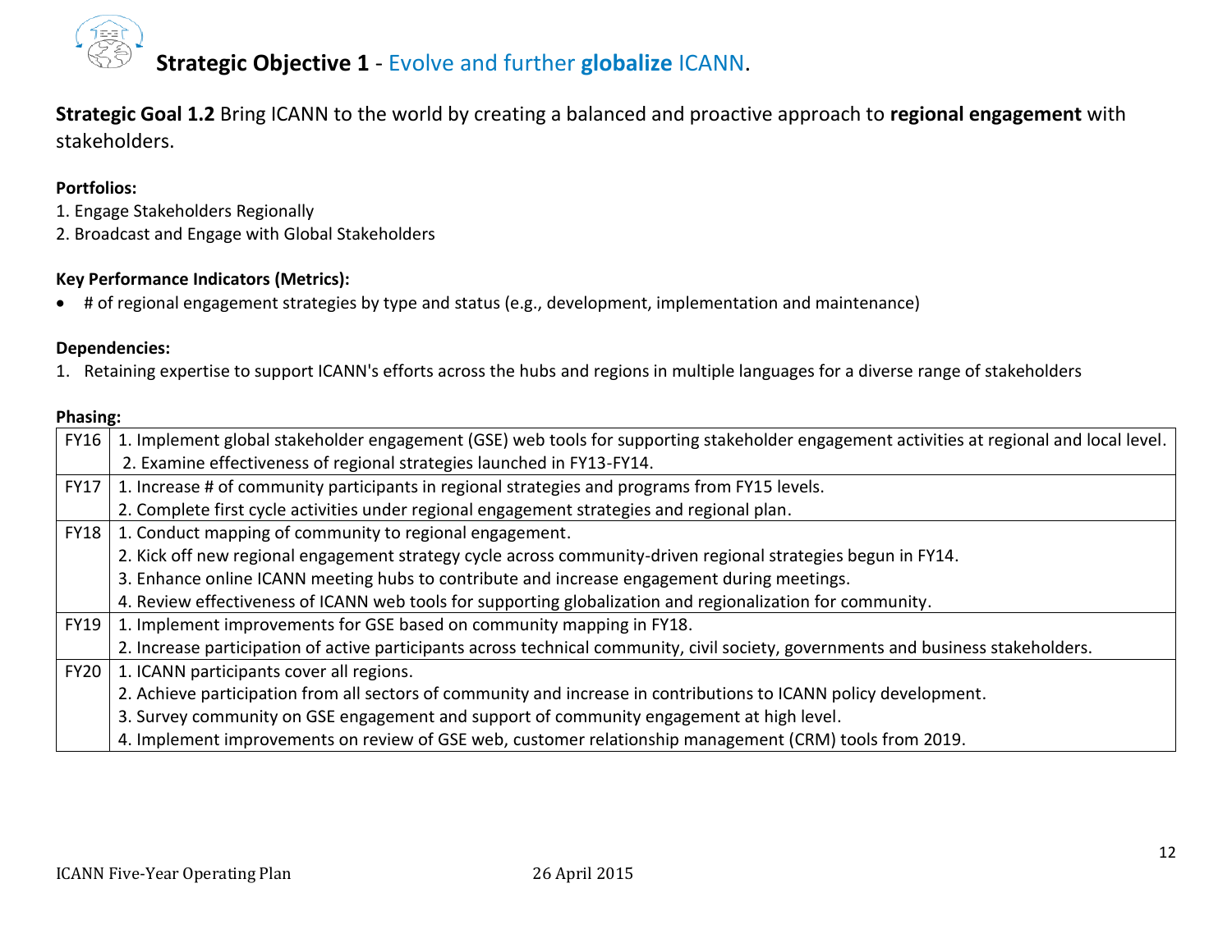# Strategic Objective 1 - Evolve and further **globalize** ICANN.

**Strategic Goal 1.2** Bring ICANN to the world by creating a balanced and proactive approach to **regional engagement** with stakeholders.

**Portfolios:**

1. Engage Stakeholders Regionally
2. Broadcast and Engage with Global Stakeholders

**Key Performance Indicators (Metrics):**

- # of regional engagement strategies by type and status (e.g., development, implementation and maintenance)

**Dependencies:**

1. Retaining expertise to support ICANN's efforts across the hubs and regions in multiple languages for a diverse range of stakeholders

**Phasing:**

| | |
|---|---|
| FY16 | 1. Implement global stakeholder engagement (GSE) web tools for supporting stakeholder engagement activities at regional and local level.<br>2. Examine effectiveness of regional strategies launched in FY13-FY14. |
| FY17 | 1. Increase # of community participants in regional strategies and programs from FY15 levels.<br>2. Complete first cycle activities under regional engagement strategies and regional plan. |
| FY18 | 1. Conduct mapping of community to regional engagement.<br>2. Kick off new regional engagement strategy cycle across community-driven regional strategies begun in FY14.<br>3. Enhance online ICANN meeting hubs to contribute and increase engagement during meetings.<br>4. Review effectiveness of ICANN web tools for supporting globalization and regionalization for community. |
| FY19 | 1. Implement improvements for GSE based on community mapping in FY18.<br>2. Increase participation of active participants across technical community, civil society, governments and business stakeholders. |
| FY20 | 1. ICANN participants cover all regions.<br>2. Achieve participation from all sectors of community and increase in contributions to ICANN policy development.<br>3. Survey community on GSE engagement and support of community engagement at high level.<br>4. Implement improvements on review of GSE web, customer relationship management (CRM) tools from 2019. |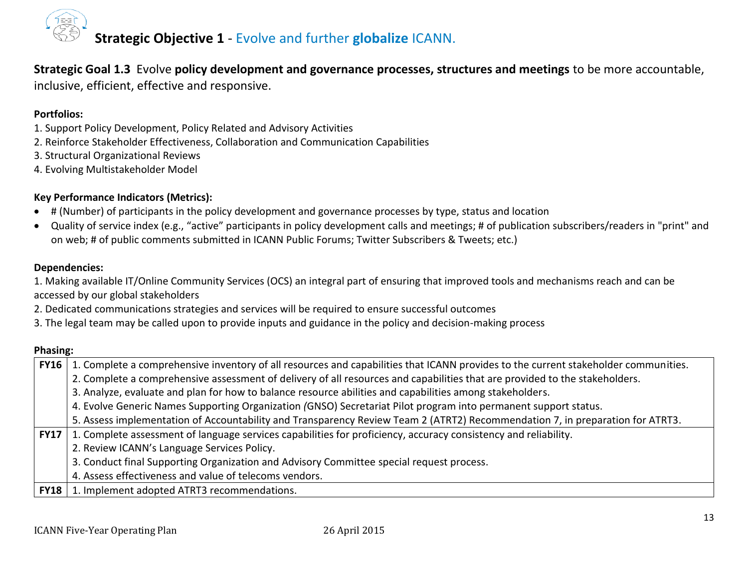## Strategic Objective 1 - Evolve and further **globalize** ICANN.

**Strategic Goal 1.3** Evolve **policy development and governance processes, structures and meetings** to be more accountable, inclusive, efficient, effective and responsive.

**Portfolios:**

1. Support Policy Development, Policy Related and Advisory Activities
2. Reinforce Stakeholder Effectiveness, Collaboration and Communication Capabilities
3. Structural Organizational Reviews
4. Evolving Multistakeholder Model

**Key Performance Indicators (Metrics):**

- # (Number) of participants in the policy development and governance processes by type, status and location
- Quality of service index (e.g., "active" participants in policy development calls and meetings; # of publication subscribers/readers in "print" and on web; # of public comments submitted in ICANN Public Forums; Twitter Subscribers & Tweets; etc.)

**Dependencies:**

1. Making available IT/Online Community Services (OCS) an integral part of ensuring that improved tools and mechanisms reach and can be accessed by our global stakeholders
2. Dedicated communications strategies and services will be required to ensure successful outcomes
3. The legal team may be called upon to provide inputs and guidance in the policy and decision-making process

**Phasing:**

| | |
|---|---|
| **FY16** | 1. Complete a comprehensive inventory of all resources and capabilities that ICANN provides to the current stakeholder communities.<br>2. Complete a comprehensive assessment of delivery of all resources and capabilities that are provided to the stakeholders.<br>3. Analyze, evaluate and plan for how to balance resource abilities and capabilities among stakeholders.<br>4. Evolve Generic Names Supporting Organization *(*GNSO) Secretariat Pilot program into permanent support status.<br>5. Assess implementation of Accountability and Transparency Review Team 2 (ATRT2) Recommendation 7, in preparation for ATRT3. |
| **FY17** | 1. Complete assessment of language services capabilities for proficiency, accuracy consistency and reliability.<br>2. Review ICANN's Language Services Policy.<br>3. Conduct final Supporting Organization and Advisory Committee special request process.<br>4. Assess effectiveness and value of telecoms vendors. |
| **FY18** | 1. Implement adopted ATRT3 recommendations. |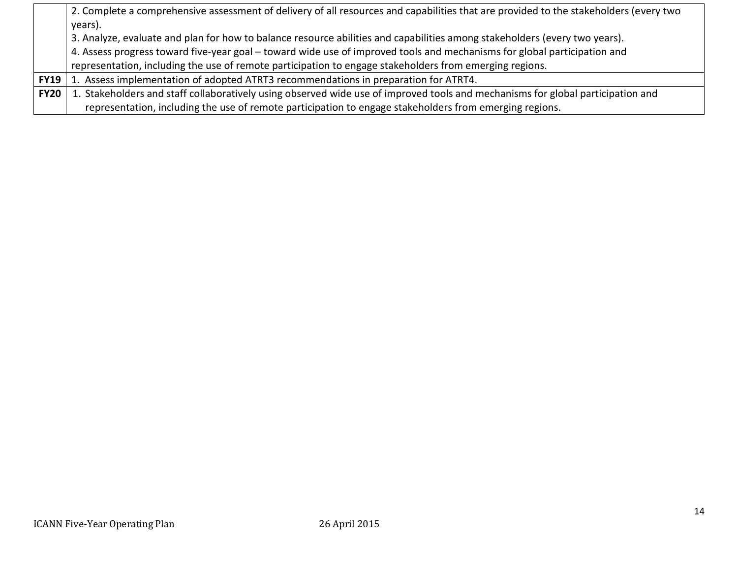| | |
|---|---|
| | 2. Complete a comprehensive assessment of delivery of all resources and capabilities that are provided to the stakeholders (every two years).<br>3. Analyze, evaluate and plan for how to balance resource abilities and capabilities among stakeholders (every two years).<br>4. Assess progress toward five-year goal – toward wide use of improved tools and mechanisms for global participation and representation, including the use of remote participation to engage stakeholders from emerging regions. |
| **FY19** | 1. Assess implementation of adopted ATRT3 recommendations in preparation for ATRT4. |
| **FY20** | 1. Stakeholders and staff collaboratively using observed wide use of improved tools and mechanisms for global participation and representation, including the use of remote participation to engage stakeholders from emerging regions. |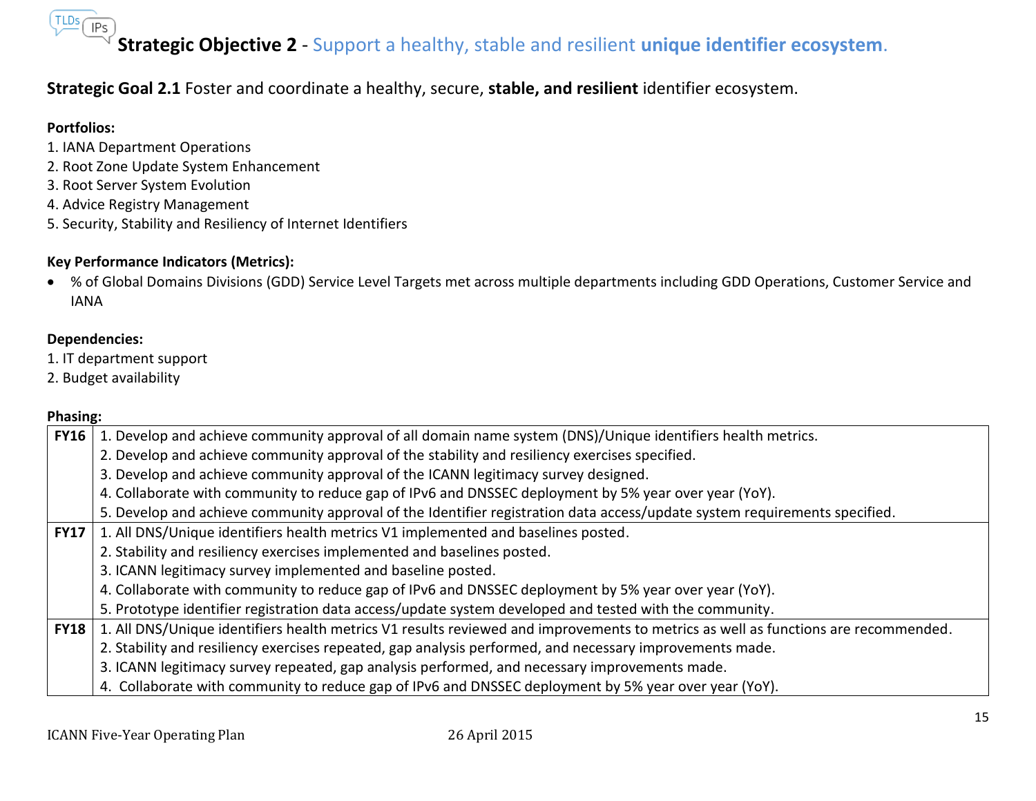## Strategic Objective 2 - Support a healthy, stable and resilient **unique identifier ecosystem**.

**Strategic Goal 2.1** Foster and coordinate a healthy, secure, **stable, and resilient** identifier ecosystem.

**Portfolios:**

1. IANA Department Operations
2. Root Zone Update System Enhancement
3. Root Server System Evolution
4. Advice Registry Management
5. Security, Stability and Resiliency of Internet Identifiers

**Key Performance Indicators (Metrics):**

- % of Global Domains Divisions (GDD) Service Level Targets met across multiple departments including GDD Operations, Customer Service and IANA

**Dependencies:**

1. IT department support
2. Budget availability

**Phasing:**

| | |
|---|---|
| **FY16** | 1. Develop and achieve community approval of all domain name system (DNS)/Unique identifiers health metrics.<br>2. Develop and achieve community approval of the stability and resiliency exercises specified.<br>3. Develop and achieve community approval of the ICANN legitimacy survey designed.<br>4. Collaborate with community to reduce gap of IPv6 and DNSSEC deployment by 5% year over year (YoY).<br>5. Develop and achieve community approval of the Identifier registration data access/update system requirements specified. |
| **FY17** | 1. All DNS/Unique identifiers health metrics V1 implemented and baselines posted.<br>2. Stability and resiliency exercises implemented and baselines posted.<br>3. ICANN legitimacy survey implemented and baseline posted.<br>4. Collaborate with community to reduce gap of IPv6 and DNSSEC deployment by 5% year over year (YoY).<br>5. Prototype identifier registration data access/update system developed and tested with the community. |
| **FY18** | 1. All DNS/Unique identifiers health metrics V1 results reviewed and improvements to metrics as well as functions are recommended.<br>2. Stability and resiliency exercises repeated, gap analysis performed, and necessary improvements made.<br>3. ICANN legitimacy survey repeated, gap analysis performed, and necessary improvements made.<br>4. Collaborate with community to reduce gap of IPv6 and DNSSEC deployment by 5% year over year (YoY). |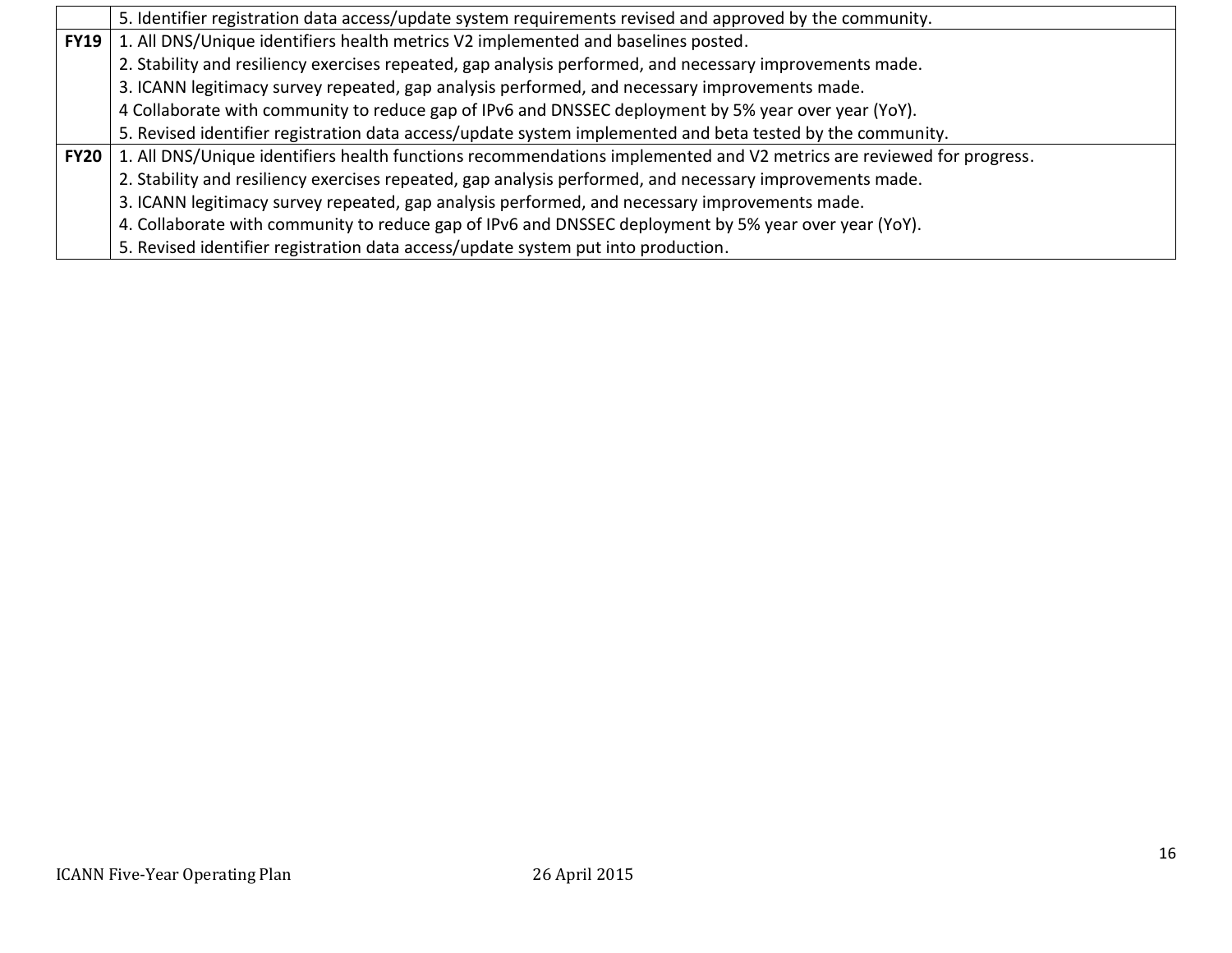| | |
|---|---|
| | 5. Identifier registration data access/update system requirements revised and approved by the community. |
| **FY19** | 1. All DNS/Unique identifiers health metrics V2 implemented and baselines posted.<br>2. Stability and resiliency exercises repeated, gap analysis performed, and necessary improvements made.<br>3. ICANN legitimacy survey repeated, gap analysis performed, and necessary improvements made.<br>4 Collaborate with community to reduce gap of IPv6 and DNSSEC deployment by 5% year over year (YoY).<br>5. Revised identifier registration data access/update system implemented and beta tested by the community. |
| **FY20** | 1. All DNS/Unique identifiers health functions recommendations implemented and V2 metrics are reviewed for progress.<br>2. Stability and resiliency exercises repeated, gap analysis performed, and necessary improvements made.<br>3. ICANN legitimacy survey repeated, gap analysis performed, and necessary improvements made.<br>4. Collaborate with community to reduce gap of IPv6 and DNSSEC deployment by 5% year over year (YoY).<br>5. Revised identifier registration data access/update system put into production. |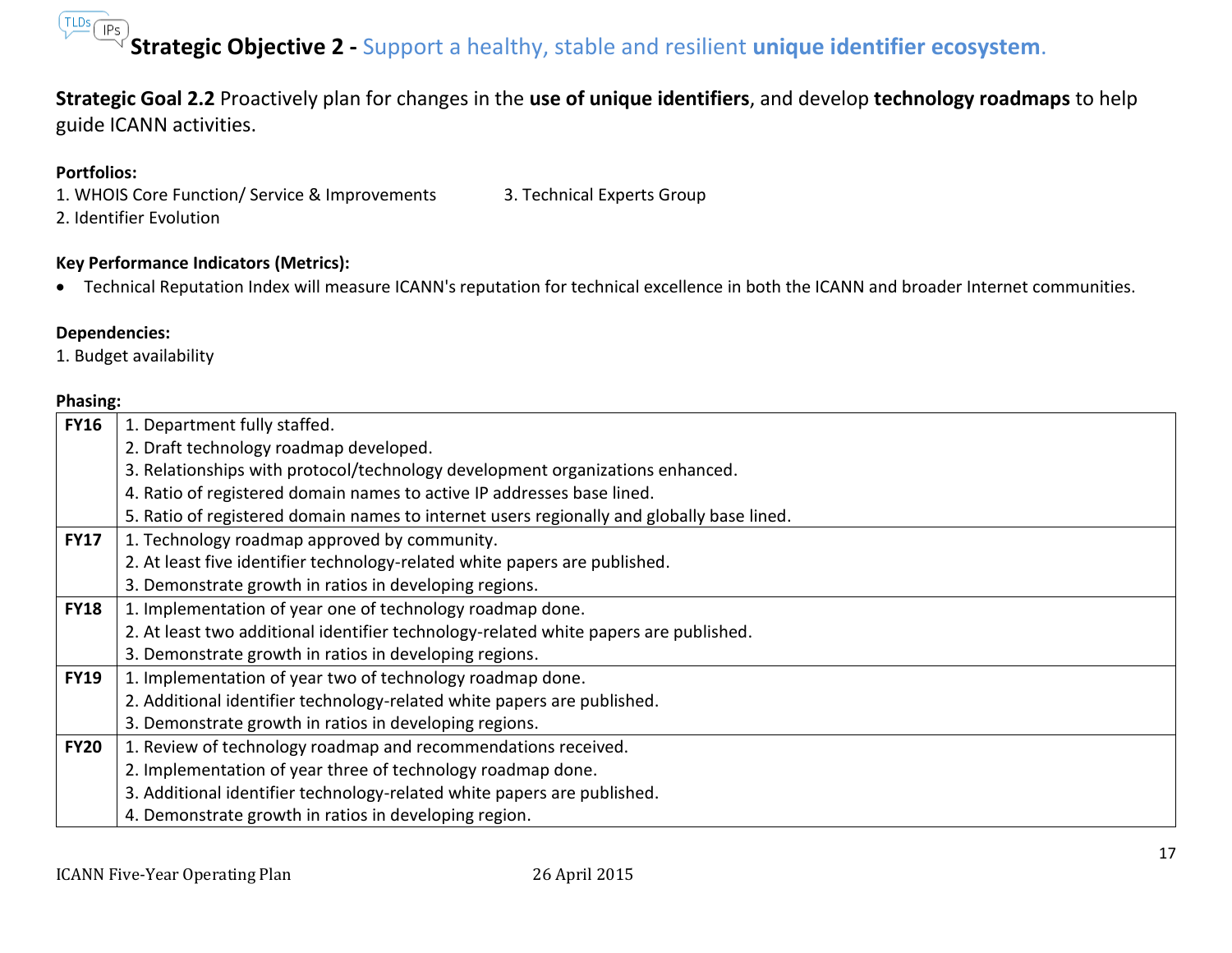## Strategic Objective 2 - Support a healthy, stable and resilient **unique identifier ecosystem**.

**Strategic Goal 2.2** Proactively plan for changes in the **use of unique identifiers**, and develop **technology roadmaps** to help guide ICANN activities.

**Portfolios:**

1. WHOIS Core Function/ Service & Improvements
2. Identifier Evolution
3. Technical Experts Group

**Key Performance Indicators (Metrics):**

- Technical Reputation Index will measure ICANN's reputation for technical excellence in both the ICANN and broader Internet communities.

**Dependencies:**

1. Budget availability

**Phasing:**

| | |
|---|---|
| **FY16** | 1. Department fully staffed.<br>2. Draft technology roadmap developed.<br>3. Relationships with protocol/technology development organizations enhanced.<br>4. Ratio of registered domain names to active IP addresses base lined.<br>5. Ratio of registered domain names to internet users regionally and globally base lined. |
| **FY17** | 1. Technology roadmap approved by community.<br>2. At least five identifier technology-related white papers are published.<br>3. Demonstrate growth in ratios in developing regions. |
| **FY18** | 1. Implementation of year one of technology roadmap done.<br>2. At least two additional identifier technology-related white papers are published.<br>3. Demonstrate growth in ratios in developing regions. |
| **FY19** | 1. Implementation of year two of technology roadmap done.<br>2. Additional identifier technology-related white papers are published.<br>3. Demonstrate growth in ratios in developing regions. |
| **FY20** | 1. Review of technology roadmap and recommendations received.<br>2. Implementation of year three of technology roadmap done.<br>3. Additional identifier technology-related white papers are published.<br>4. Demonstrate growth in ratios in developing region. |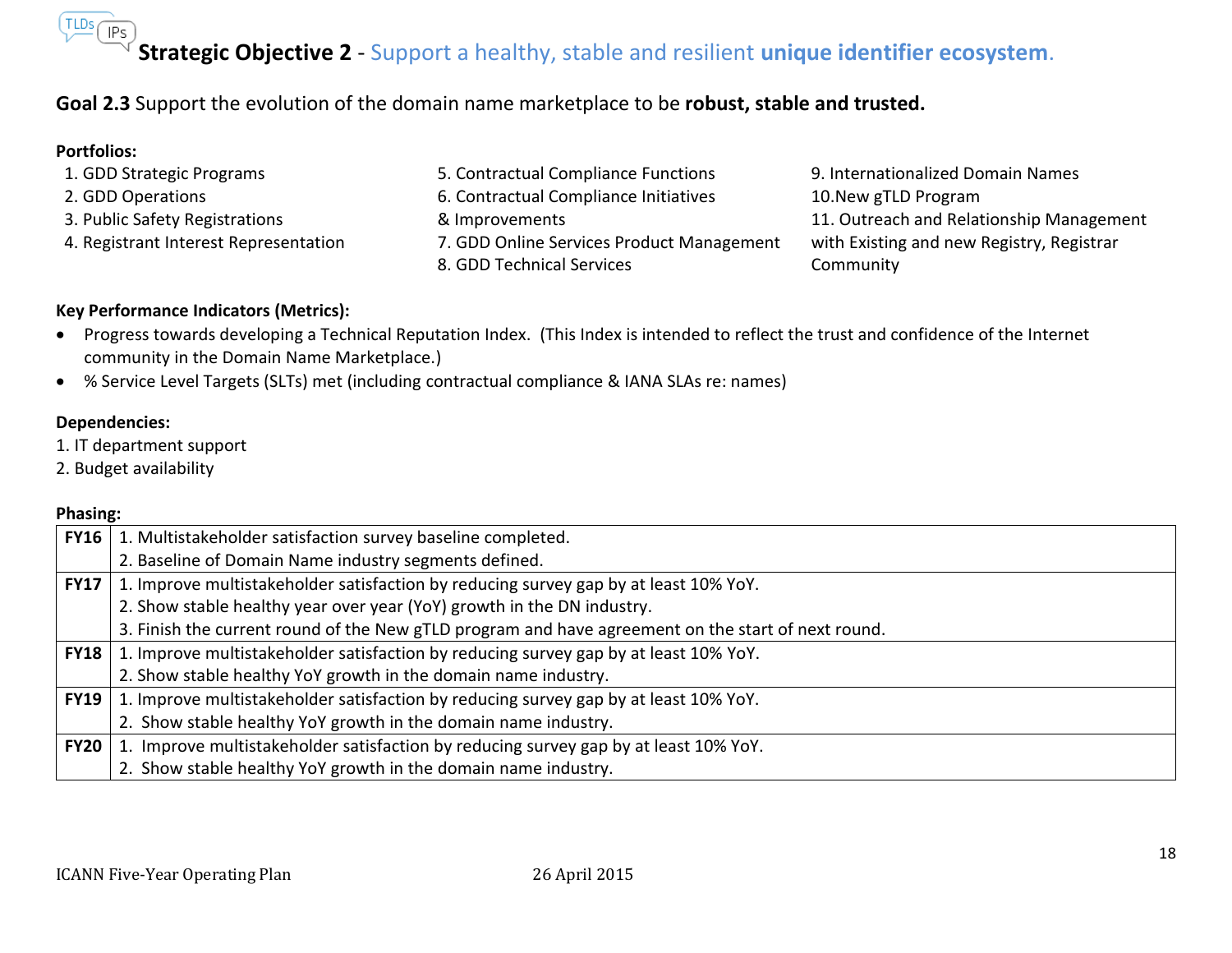## Strategic Objective 2 - Support a healthy, stable and resilient **unique identifier ecosystem**.

**Goal 2.3** Support the evolution of the domain name marketplace to be **robust, stable and trusted.**

**Portfolios:**

1. GDD Strategic Programs
2. GDD Operations
3. Public Safety Registrations
4. Registrant Interest Representation
5. Contractual Compliance Functions
6. Contractual Compliance Initiatives & Improvements
7. GDD Online Services Product Management
8. GDD Technical Services
9. Internationalized Domain Names
10. New gTLD Program
11. Outreach and Relationship Management with Existing and new Registry, Registrar Community

**Key Performance Indicators (Metrics):**

- Progress towards developing a Technical Reputation Index. (This Index is intended to reflect the trust and confidence of the Internet community in the Domain Name Marketplace.)
- % Service Level Targets (SLTs) met (including contractual compliance & IANA SLAs re: names)

**Dependencies:**

1. IT department support
2. Budget availability

**Phasing:**

| | |
|---|---|
| **FY16** | 1. Multistakeholder satisfaction survey baseline completed.<br>2. Baseline of Domain Name industry segments defined. |
| **FY17** | 1. Improve multistakeholder satisfaction by reducing survey gap by at least 10% YoY.<br>2. Show stable healthy year over year (YoY) growth in the DN industry.<br>3. Finish the current round of the New gTLD program and have agreement on the start of next round. |
| **FY18** | 1. Improve multistakeholder satisfaction by reducing survey gap by at least 10% YoY.<br>2. Show stable healthy YoY growth in the domain name industry. |
| **FY19** | 1. Improve multistakeholder satisfaction by reducing survey gap by at least 10% YoY.<br>2. Show stable healthy YoY growth in the domain name industry. |
| **FY20** | 1. Improve multistakeholder satisfaction by reducing survey gap by at least 10% YoY.<br>2. Show stable healthy YoY growth in the domain name industry. |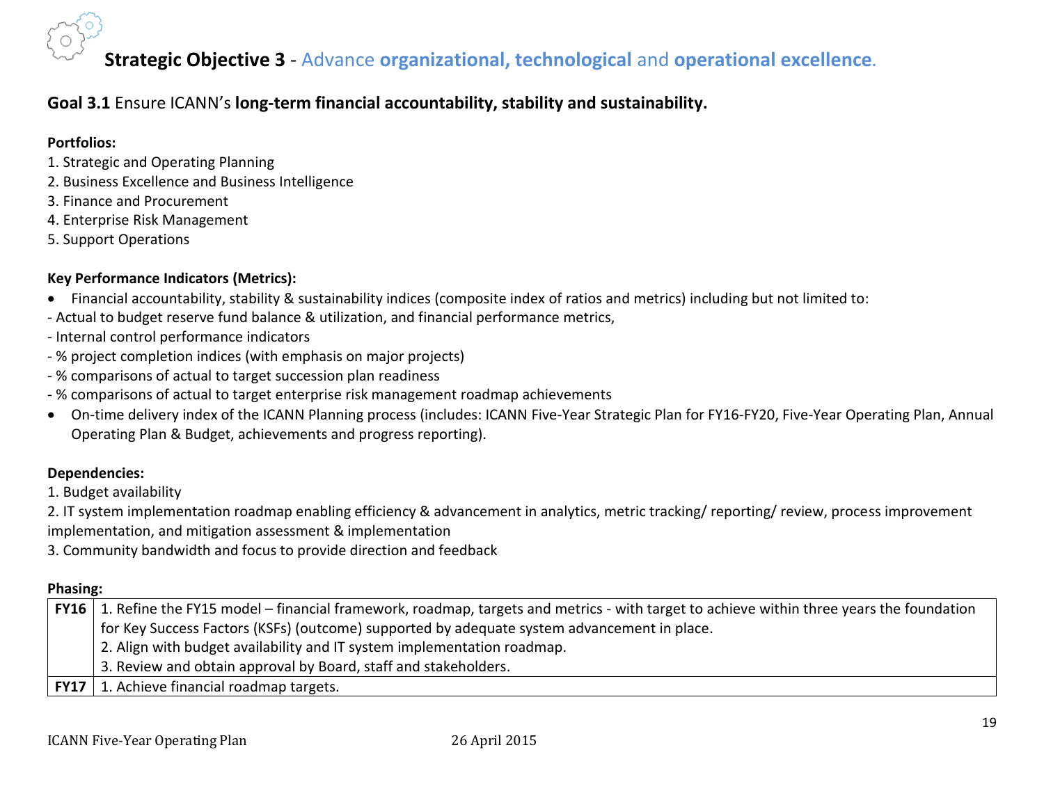## **Strategic Objective 3** - Advance **organizational, technological** and **operational excellence**.

### **Goal 3.1** Ensure ICANN's **long-term financial accountability, stability and sustainability.**

**Portfolios:**

1. Strategic and Operating Planning
2. Business Excellence and Business Intelligence
3. Finance and Procurement
4. Enterprise Risk Management
5. Support Operations

**Key Performance Indicators (Metrics):**

- Financial accountability, stability & sustainability indices (composite index of ratios and metrics) including but not limited to:

- Actual to budget reserve fund balance & utilization, and financial performance metrics,
- Internal control performance indicators
- % project completion indices (with emphasis on major projects)
- % comparisons of actual to target succession plan readiness
- % comparisons of actual to target enterprise risk management roadmap achievements

- On-time delivery index of the ICANN Planning process (includes: ICANN Five-Year Strategic Plan for FY16-FY20, Five-Year Operating Plan, Annual Operating Plan & Budget, achievements and progress reporting).

**Dependencies:**

1. Budget availability
2. IT system implementation roadmap enabling efficiency & advancement in analytics, metric tracking/ reporting/ review, process improvement implementation, and mitigation assessment & implementation
3. Community bandwidth and focus to provide direction and feedback

**Phasing:**

| | |
|---|---|
| **FY16** | 1. Refine the FY15 model – financial framework, roadmap, targets and metrics - with target to achieve within three years the foundation for Key Success Factors (KSFs) (outcome) supported by adequate system advancement in place.<br>2. Align with budget availability and IT system implementation roadmap.<br>3. Review and obtain approval by Board, staff and stakeholders. |
| **FY17** | 1. Achieve financial roadmap targets. |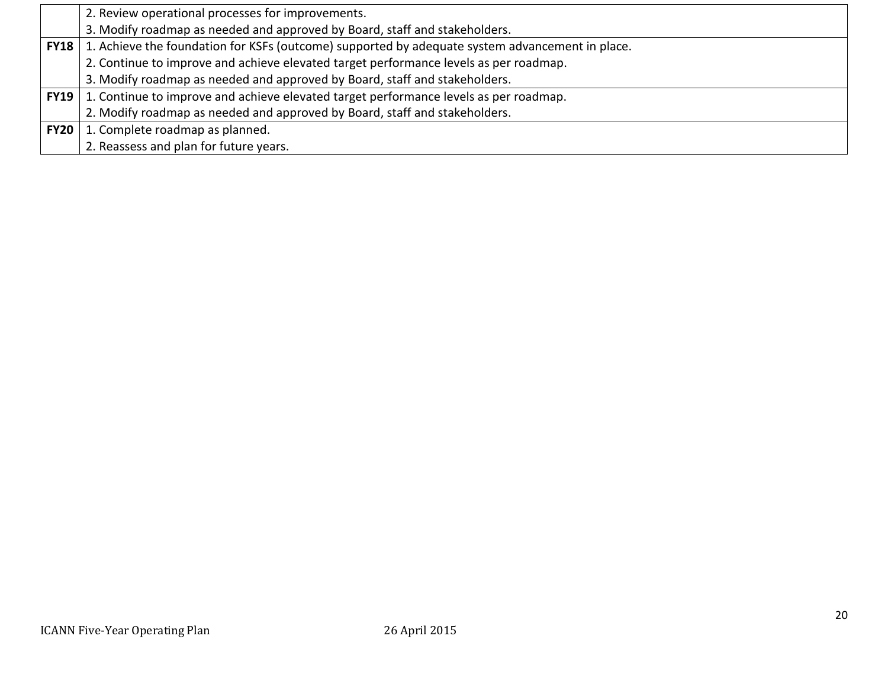| | |
|---|---|
| | 2. Review operational processes for improvements.<br>3. Modify roadmap as needed and approved by Board, staff and stakeholders. |
| **FY18** | 1. Achieve the foundation for KSFs (outcome) supported by adequate system advancement in place.<br>2. Continue to improve and achieve elevated target performance levels as per roadmap.<br>3. Modify roadmap as needed and approved by Board, staff and stakeholders. |
| **FY19** | 1. Continue to improve and achieve elevated target performance levels as per roadmap.<br>2. Modify roadmap as needed and approved by Board, staff and stakeholders. |
| **FY20** | 1. Complete roadmap as planned.<br>2. Reassess and plan for future years. |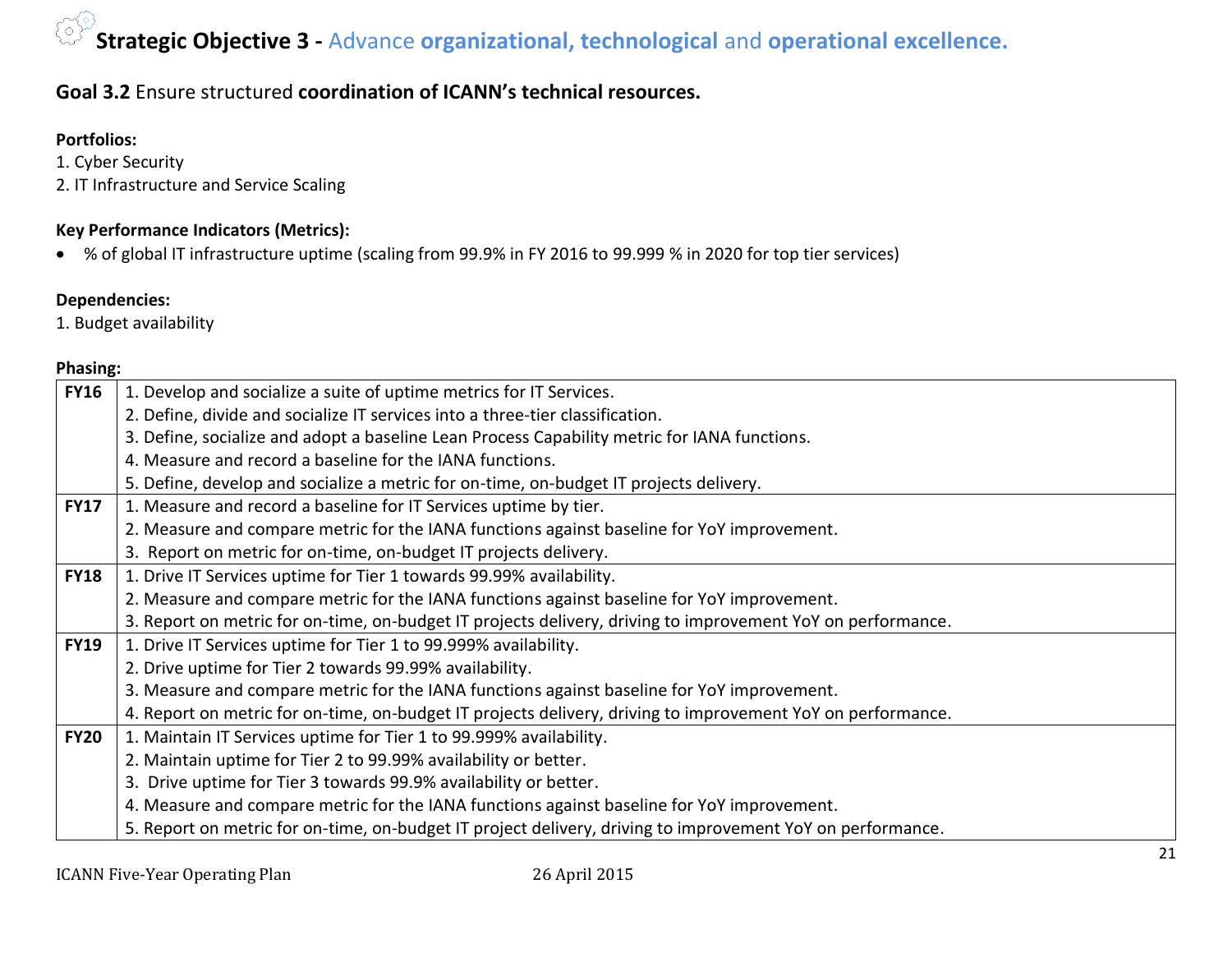# **Strategic Objective 3 -** Advance **organizational, technological** and **operational excellence.**

## **Goal 3.2** Ensure structured **coordination of ICANN's technical resources.**

**Portfolios:**

1. Cyber Security
2. IT Infrastructure and Service Scaling

**Key Performance Indicators (Metrics):**

- % of global IT infrastructure uptime (scaling from 99.9% in FY 2016 to 99.999 % in 2020 for top tier services)

**Dependencies:**

1. Budget availability

**Phasing:**

| | |
|---|---|
| **FY16** | 1. Develop and socialize a suite of uptime metrics for IT Services.<br>2. Define, divide and socialize IT services into a three-tier classification.<br>3. Define, socialize and adopt a baseline Lean Process Capability metric for IANA functions.<br>4. Measure and record a baseline for the IANA functions.<br>5. Define, develop and socialize a metric for on-time, on-budget IT projects delivery. |
| **FY17** | 1. Measure and record a baseline for IT Services uptime by tier.<br>2. Measure and compare metric for the IANA functions against baseline for YoY improvement.<br>3. Report on metric for on-time, on-budget IT projects delivery. |
| **FY18** | 1. Drive IT Services uptime for Tier 1 towards 99.99% availability.<br>2. Measure and compare metric for the IANA functions against baseline for YoY improvement.<br>3. Report on metric for on-time, on-budget IT projects delivery, driving to improvement YoY on performance. |
| **FY19** | 1. Drive IT Services uptime for Tier 1 to 99.999% availability.<br>2. Drive uptime for Tier 2 towards 99.99% availability.<br>3. Measure and compare metric for the IANA functions against baseline for YoY improvement.<br>4. Report on metric for on-time, on-budget IT projects delivery, driving to improvement YoY on performance. |
| **FY20** | 1. Maintain IT Services uptime for Tier 1 to 99.999% availability.<br>2. Maintain uptime for Tier 2 to 99.99% availability or better.<br>3. Drive uptime for Tier 3 towards 99.9% availability or better.<br>4. Measure and compare metric for the IANA functions against baseline for YoY improvement.<br>5. Report on metric for on-time, on-budget IT project delivery, driving to improvement YoY on performance. |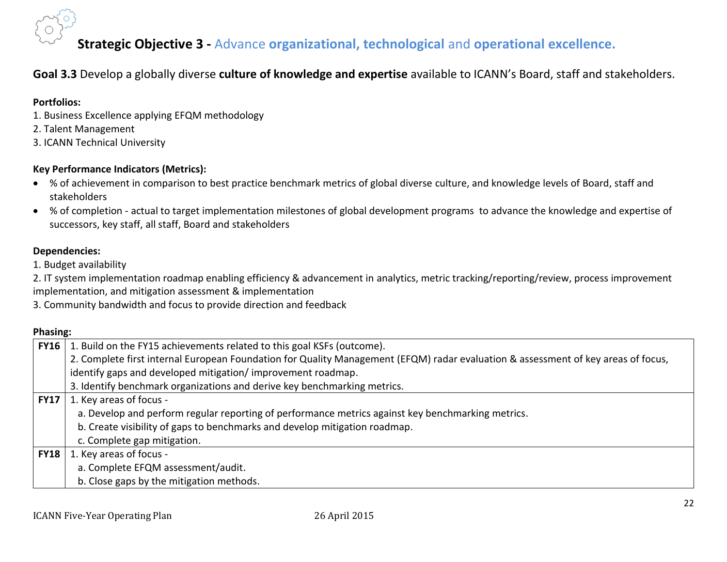## **Strategic Objective 3 -** Advance **organizational, technological** and **operational excellence.**

**Goal 3.3** Develop a globally diverse **culture of knowledge and expertise** available to ICANN's Board, staff and stakeholders.

**Portfolios:**

1. Business Excellence applying EFQM methodology
2. Talent Management
3. ICANN Technical University

**Key Performance Indicators (Metrics):**

- % of achievement in comparison to best practice benchmark metrics of global diverse culture, and knowledge levels of Board, staff and stakeholders
- % of completion - actual to target implementation milestones of global development programs to advance the knowledge and expertise of successors, key staff, all staff, Board and stakeholders

**Dependencies:**

1. Budget availability
2. IT system implementation roadmap enabling efficiency & advancement in analytics, metric tracking/reporting/review, process improvement implementation, and mitigation assessment & implementation
3. Community bandwidth and focus to provide direction and feedback

**Phasing:**

| | |
|---|---|
| **FY16** | 1. Build on the FY15 achievements related to this goal KSFs (outcome).<br>2. Complete first internal European Foundation for Quality Management (EFQM) radar evaluation & assessment of key areas of focus, identify gaps and developed mitigation/ improvement roadmap.<br>3. Identify benchmark organizations and derive key benchmarking metrics. |
| **FY17** | 1. Key areas of focus -<br>a. Develop and perform regular reporting of performance metrics against key benchmarking metrics.<br>b. Create visibility of gaps to benchmarks and develop mitigation roadmap.<br>c. Complete gap mitigation. |
| **FY18** | 1. Key areas of focus -<br>a. Complete EFQM assessment/audit.<br>b. Close gaps by the mitigation methods. |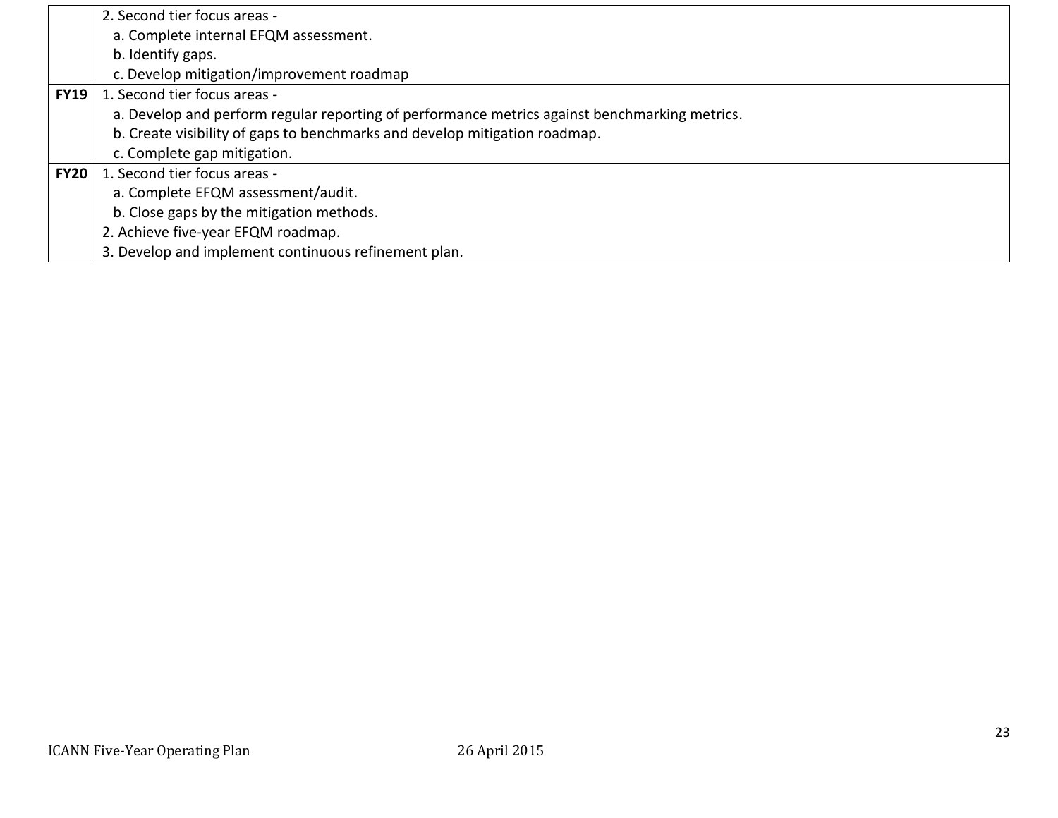| | |
|---|---|
| | 2. Second tier focus areas -<br>a. Complete internal EFQM assessment.<br>b. Identify gaps.<br>c. Develop mitigation/improvement roadmap |
| **FY19** | 1. Second tier focus areas -<br>a. Develop and perform regular reporting of performance metrics against benchmarking metrics.<br>b. Create visibility of gaps to benchmarks and develop mitigation roadmap.<br>c. Complete gap mitigation. |
| **FY20** | 1. Second tier focus areas -<br>a. Complete EFQM assessment/audit.<br>b. Close gaps by the mitigation methods.<br>2. Achieve five-year EFQM roadmap.<br>3. Develop and implement continuous refinement plan. |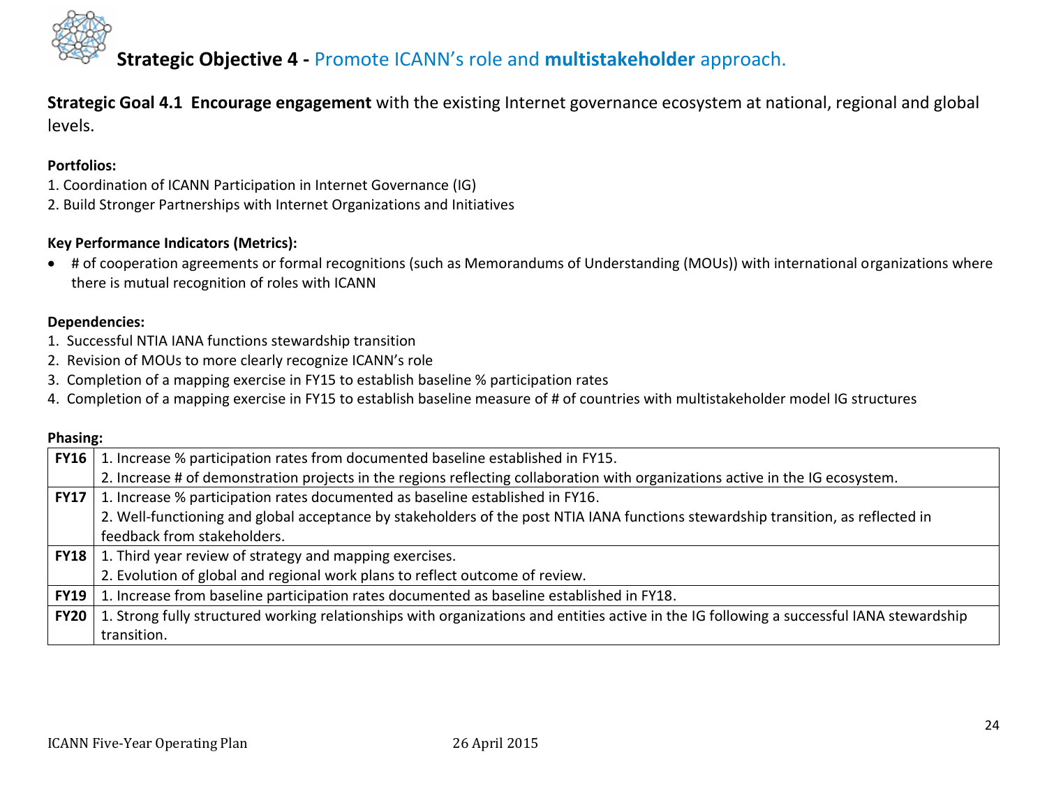## Strategic Objective 4 - Promote ICANN's role and **multistakeholder** approach.

**Strategic Goal 4.1 Encourage engagement** with the existing Internet governance ecosystem at national, regional and global levels.

**Portfolios:**

1. Coordination of ICANN Participation in Internet Governance (IG)
2. Build Stronger Partnerships with Internet Organizations and Initiatives

**Key Performance Indicators (Metrics):**

- # of cooperation agreements or formal recognitions (such as Memorandums of Understanding (MOUs)) with international organizations where there is mutual recognition of roles with ICANN

**Dependencies:**

1. Successful NTIA IANA functions stewardship transition
2. Revision of MOUs to more clearly recognize ICANN's role
3. Completion of a mapping exercise in FY15 to establish baseline % participation rates
4. Completion of a mapping exercise in FY15 to establish baseline measure of # of countries with multistakeholder model IG structures

**Phasing:**

| | |
|---|---|
| **FY16** | 1. Increase % participation rates from documented baseline established in FY15.<br>2. Increase # of demonstration projects in the regions reflecting collaboration with organizations active in the IG ecosystem. |
| **FY17** | 1. Increase % participation rates documented as baseline established in FY16.<br>2. Well-functioning and global acceptance by stakeholders of the post NTIA IANA functions stewardship transition, as reflected in feedback from stakeholders. |
| **FY18** | 1. Third year review of strategy and mapping exercises.<br>2. Evolution of global and regional work plans to reflect outcome of review. |
| **FY19** | 1. Increase from baseline participation rates documented as baseline established in FY18. |
| **FY20** | 1. Strong fully structured working relationships with organizations and entities active in the IG following a successful IANA stewardship transition. |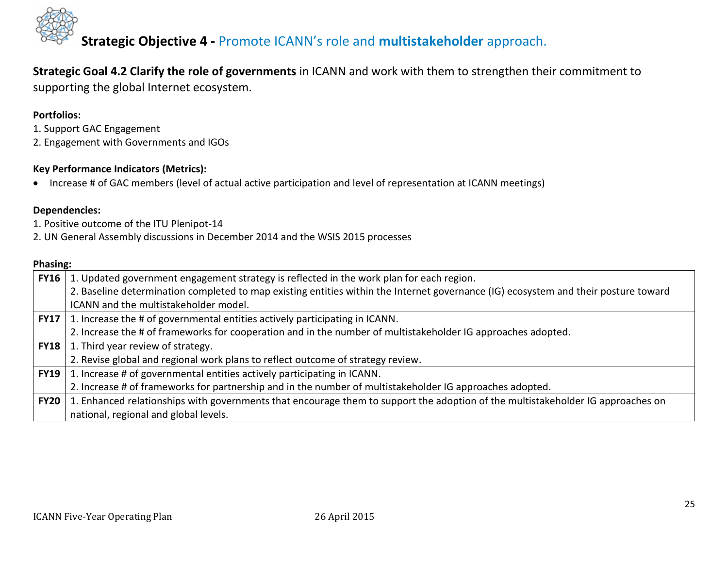## **Strategic Objective 4 -** Promote ICANN's role and **multistakeholder** approach.

**Strategic Goal 4.2 Clarify the role of governments** in ICANN and work with them to strengthen their commitment to supporting the global Internet ecosystem.

**Portfolios:**

1. Support GAC Engagement
2. Engagement with Governments and IGOs

**Key Performance Indicators (Metrics):**

- Increase # of GAC members (level of actual active participation and level of representation at ICANN meetings)

**Dependencies:**

1. Positive outcome of the ITU Plenipot-14
2. UN General Assembly discussions in December 2014 and the WSIS 2015 processes

**Phasing:**

| | |
|---|---|
| **FY16** | 1. Updated government engagement strategy is reflected in the work plan for each region.<br>2. Baseline determination completed to map existing entities within the Internet governance (IG) ecosystem and their posture toward ICANN and the multistakeholder model. |
| **FY17** | 1. Increase the # of governmental entities actively participating in ICANN.<br>2. Increase the # of frameworks for cooperation and in the number of multistakeholder IG approaches adopted. |
| **FY18** | 1. Third year review of strategy.<br>2. Revise global and regional work plans to reflect outcome of strategy review. |
| **FY19** | 1. Increase # of governmental entities actively participating in ICANN.<br>2. Increase # of frameworks for partnership and in the number of multistakeholder IG approaches adopted. |
| **FY20** | 1. Enhanced relationships with governments that encourage them to support the adoption of the multistakeholder IG approaches on national, regional and global levels. |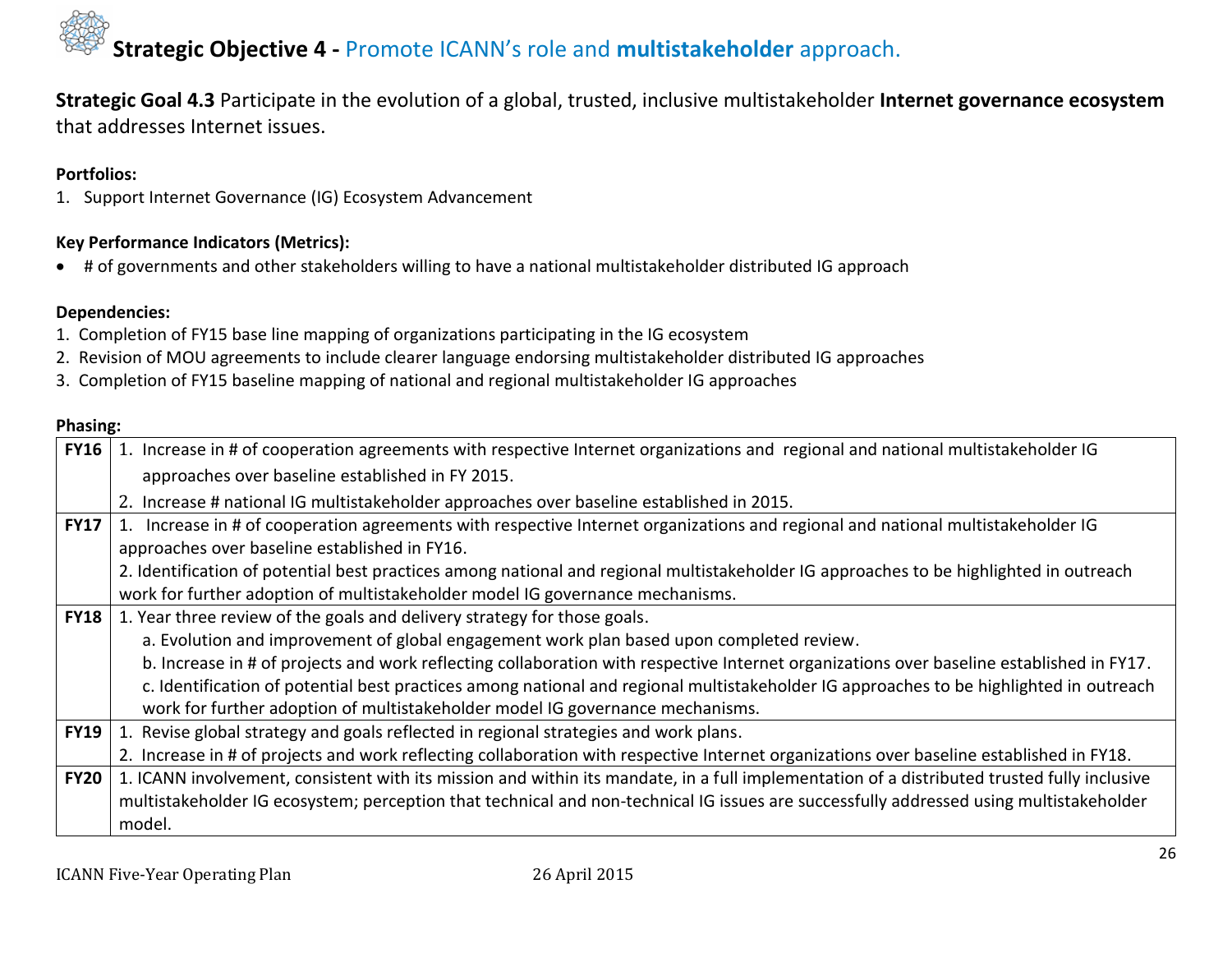## Strategic Objective 4 - Promote ICANN's role and **multistakeholder** approach.

**Strategic Goal 4.3** Participate in the evolution of a global, trusted, inclusive multistakeholder **Internet governance ecosystem** that addresses Internet issues.

**Portfolios:**

1. Support Internet Governance (IG) Ecosystem Advancement

**Key Performance Indicators (Metrics):**

- # of governments and other stakeholders willing to have a national multistakeholder distributed IG approach

**Dependencies:**

1. Completion of FY15 base line mapping of organizations participating in the IG ecosystem
2. Revision of MOU agreements to include clearer language endorsing multistakeholder distributed IG approaches
3. Completion of FY15 baseline mapping of national and regional multistakeholder IG approaches

**Phasing:**

| | |
|---|---|
| **FY16** | 1. Increase in # of cooperation agreements with respective Internet organizations and regional and national multistakeholder IG approaches over baseline established in FY 2015.<br>2. Increase # national IG multistakeholder approaches over baseline established in 2015. |
| **FY17** | 1. Increase in # of cooperation agreements with respective Internet organizations and regional and national multistakeholder IG approaches over baseline established in FY16.<br>2. Identification of potential best practices among national and regional multistakeholder IG approaches to be highlighted in outreach work for further adoption of multistakeholder model IG governance mechanisms. |
| **FY18** | 1. Year three review of the goals and delivery strategy for those goals.<br>a. Evolution and improvement of global engagement work plan based upon completed review.<br>b. Increase in # of projects and work reflecting collaboration with respective Internet organizations over baseline established in FY17.<br>c. Identification of potential best practices among national and regional multistakeholder IG approaches to be highlighted in outreach work for further adoption of multistakeholder model IG governance mechanisms. |
| **FY19** | 1. Revise global strategy and goals reflected in regional strategies and work plans.<br>2. Increase in # of projects and work reflecting collaboration with respective Internet organizations over baseline established in FY18. |
| **FY20** | 1. ICANN involvement, consistent with its mission and within its mandate, in a full implementation of a distributed trusted fully inclusive multistakeholder IG ecosystem; perception that technical and non-technical IG issues are successfully addressed using multistakeholder model. |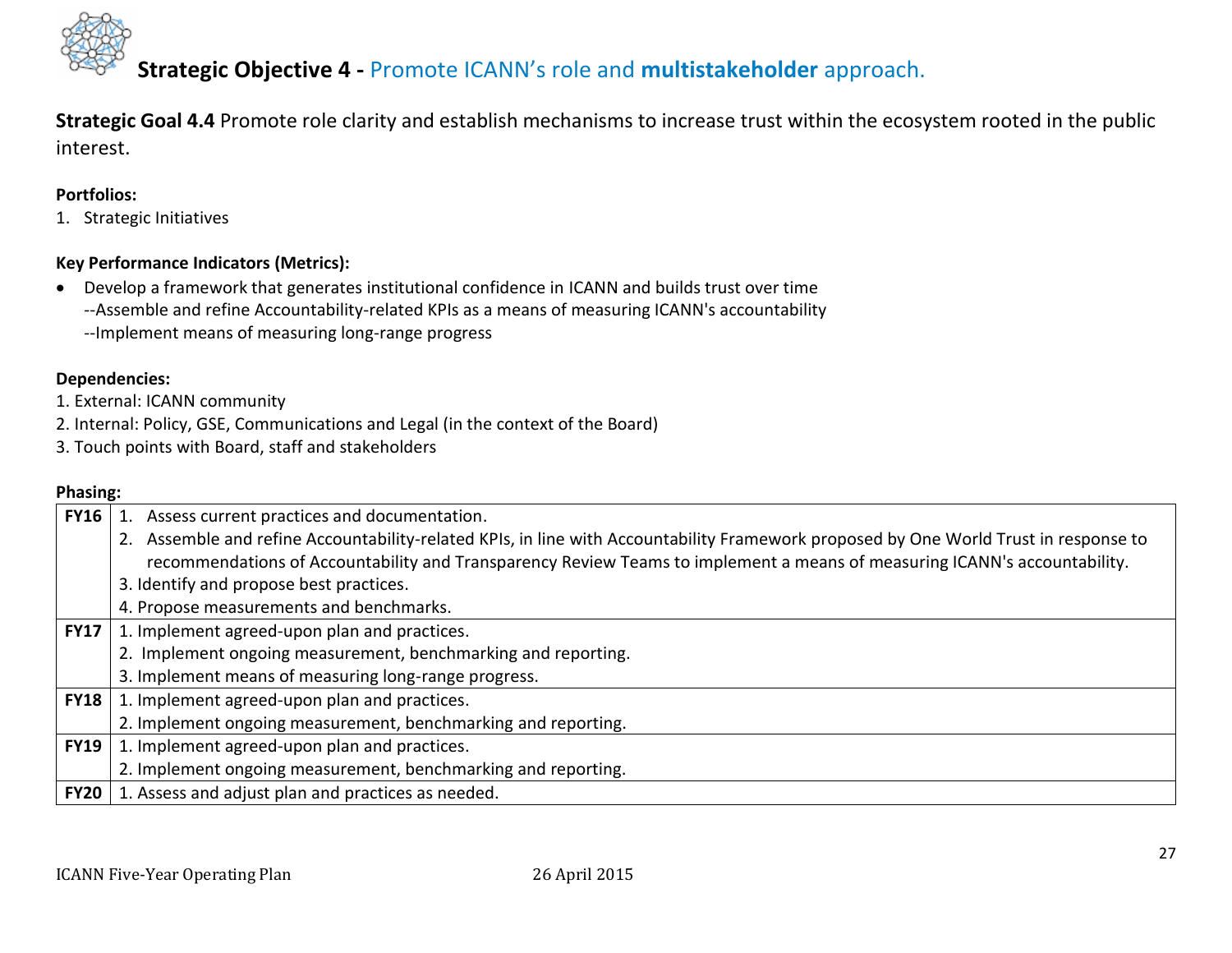## Strategic Objective 4 - Promote ICANN's role and **multistakeholder** approach.

**Strategic Goal 4.4** Promote role clarity and establish mechanisms to increase trust within the ecosystem rooted in the public interest.

**Portfolios:**

1. Strategic Initiatives

**Key Performance Indicators (Metrics):**

- Develop a framework that generates institutional confidence in ICANN and builds trust over time
  --Assemble and refine Accountability-related KPIs as a means of measuring ICANN's accountability
  --Implement means of measuring long-range progress

**Dependencies:**

1. External: ICANN community
2. Internal: Policy, GSE, Communications and Legal (in the context of the Board)
3. Touch points with Board, staff and stakeholders

**Phasing:**

| | |
|---|---|
| **FY16** | 1. Assess current practices and documentation.<br>2. Assemble and refine Accountability-related KPIs, in line with Accountability Framework proposed by One World Trust in response to recommendations of Accountability and Transparency Review Teams to implement a means of measuring ICANN's accountability.<br>3. Identify and propose best practices.<br>4. Propose measurements and benchmarks. |
| **FY17** | 1. Implement agreed-upon plan and practices.<br>2. Implement ongoing measurement, benchmarking and reporting.<br>3. Implement means of measuring long-range progress. |
| **FY18** | 1. Implement agreed-upon plan and practices.<br>2. Implement ongoing measurement, benchmarking and reporting. |
| **FY19** | 1. Implement agreed-upon plan and practices.<br>2. Implement ongoing measurement, benchmarking and reporting. |
| **FY20** | 1. Assess and adjust plan and practices as needed. |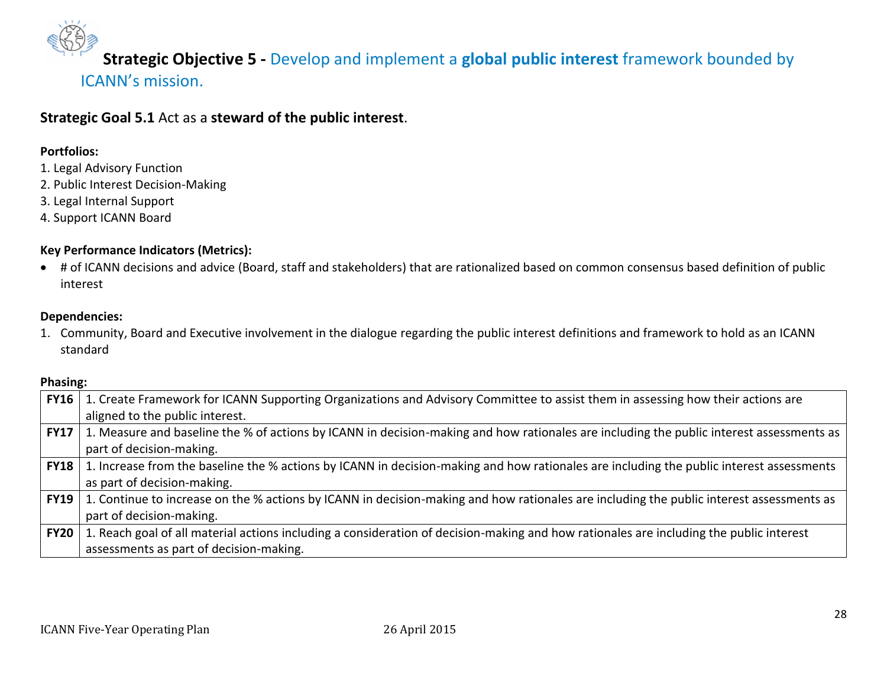## Strategic Objective 5 - Develop and implement a **global public interest** framework bounded by ICANN's mission.

**Strategic Goal 5.1** Act as a **steward of the public interest**.

**Portfolios:**

1. Legal Advisory Function
2. Public Interest Decision-Making
3. Legal Internal Support
4. Support ICANN Board

**Key Performance Indicators (Metrics):**

- # of ICANN decisions and advice (Board, staff and stakeholders) that are rationalized based on common consensus based definition of public interest

**Dependencies:**

1. Community, Board and Executive involvement in the dialogue regarding the public interest definitions and framework to hold as an ICANN standard

**Phasing:**

| | |
|---|---|
| **FY16** | 1. Create Framework for ICANN Supporting Organizations and Advisory Committee to assist them in assessing how their actions are aligned to the public interest. |
| **FY17** | 1. Measure and baseline the % of actions by ICANN in decision-making and how rationales are including the public interest assessments as part of decision-making. |
| **FY18** | 1. Increase from the baseline the % actions by ICANN in decision-making and how rationales are including the public interest assessments as part of decision-making. |
| **FY19** | 1. Continue to increase on the % actions by ICANN in decision-making and how rationales are including the public interest assessments as part of decision-making. |
| **FY20** | 1. Reach goal of all material actions including a consideration of decision-making and how rationales are including the public interest assessments as part of decision-making. |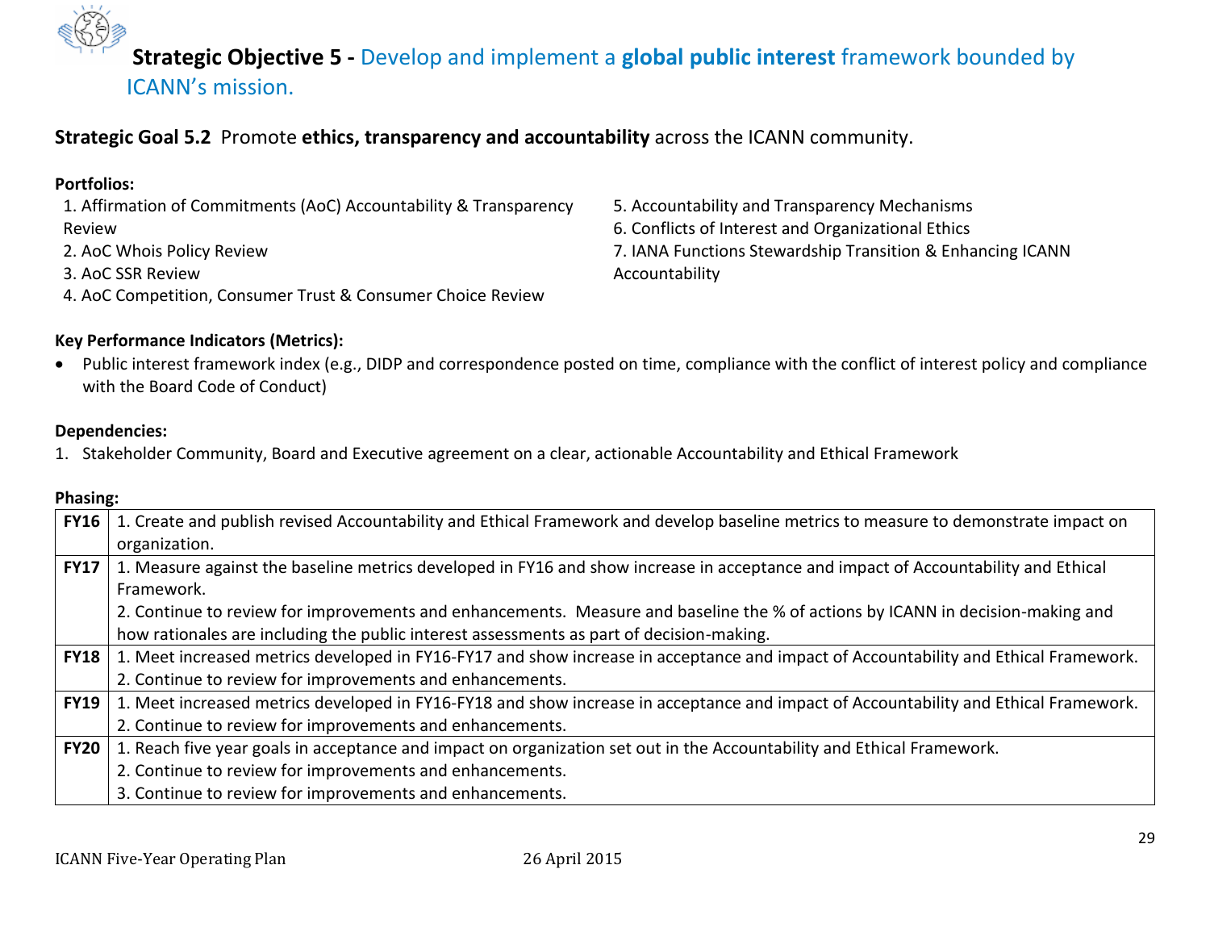## **Strategic Objective 5 -** Develop and implement a **global public interest** framework bounded by ICANN's mission.

### **Strategic Goal 5.2** Promote **ethics, transparency and accountability** across the ICANN community.

**Portfolios:**

1. Affirmation of Commitments (AoC) Accountability & Transparency Review
2. AoC Whois Policy Review
3. AoC SSR Review
4. AoC Competition, Consumer Trust & Consumer Choice Review
5. Accountability and Transparency Mechanisms
6. Conflicts of Interest and Organizational Ethics
7. IANA Functions Stewardship Transition & Enhancing ICANN Accountability

**Key Performance Indicators (Metrics):**

- Public interest framework index (e.g., DIDP and correspondence posted on time, compliance with the conflict of interest policy and compliance with the Board Code of Conduct)

**Dependencies:**

1. Stakeholder Community, Board and Executive agreement on a clear, actionable Accountability and Ethical Framework

**Phasing:**

| | |
|---|---|
| **FY16** | 1. Create and publish revised Accountability and Ethical Framework and develop baseline metrics to measure to demonstrate impact on organization. |
| **FY17** | 1. Measure against the baseline metrics developed in FY16 and show increase in acceptance and impact of Accountability and Ethical Framework.<br>2. Continue to review for improvements and enhancements. Measure and baseline the % of actions by ICANN in decision-making and how rationales are including the public interest assessments as part of decision-making. |
| **FY18** | 1. Meet increased metrics developed in FY16-FY17 and show increase in acceptance and impact of Accountability and Ethical Framework.<br>2. Continue to review for improvements and enhancements. |
| **FY19** | 1. Meet increased metrics developed in FY16-FY18 and show increase in acceptance and impact of Accountability and Ethical Framework.<br>2. Continue to review for improvements and enhancements. |
| **FY20** | 1. Reach five year goals in acceptance and impact on organization set out in the Accountability and Ethical Framework.<br>2. Continue to review for improvements and enhancements.<br>3. Continue to review for improvements and enhancements. |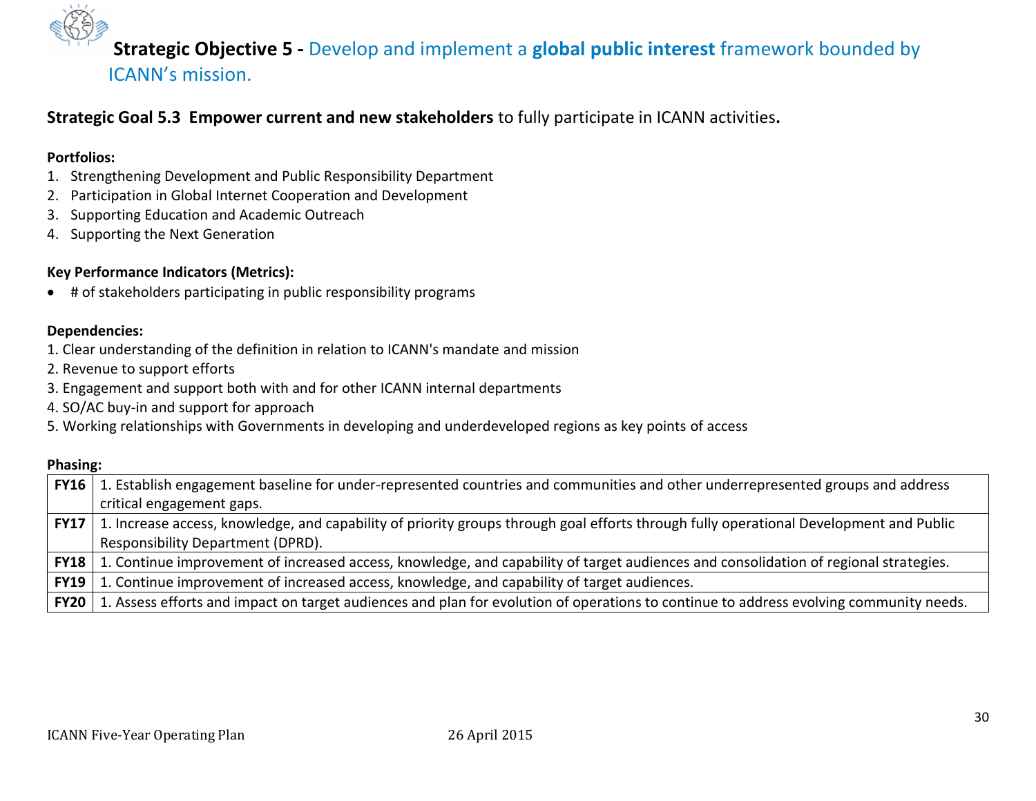## **Strategic Objective 5 -** Develop and implement a **global public interest** framework bounded by ICANN's mission.

**Strategic Goal 5.3 Empower current and new stakeholders** to fully participate in ICANN activities**.**

**Portfolios:**

1. Strengthening Development and Public Responsibility Department
2. Participation in Global Internet Cooperation and Development
3. Supporting Education and Academic Outreach
4. Supporting the Next Generation

**Key Performance Indicators (Metrics):**

- # of stakeholders participating in public responsibility programs

**Dependencies:**

1. Clear understanding of the definition in relation to ICANN's mandate and mission
2. Revenue to support efforts
3. Engagement and support both with and for other ICANN internal departments
4. SO/AC buy-in and support for approach
5. Working relationships with Governments in developing and underdeveloped regions as key points of access

**Phasing:**

| | |
|---|---|
| **FY16** | 1. Establish engagement baseline for under-represented countries and communities and other underrepresented groups and address critical engagement gaps. |
| **FY17** | 1. Increase access, knowledge, and capability of priority groups through goal efforts through fully operational Development and Public Responsibility Department (DPRD). |
| **FY18** | 1. Continue improvement of increased access, knowledge, and capability of target audiences and consolidation of regional strategies. |
| **FY19** | 1. Continue improvement of increased access, knowledge, and capability of target audiences. |
| **FY20** | 1. Assess efforts and impact on target audiences and plan for evolution of operations to continue to address evolving community needs. |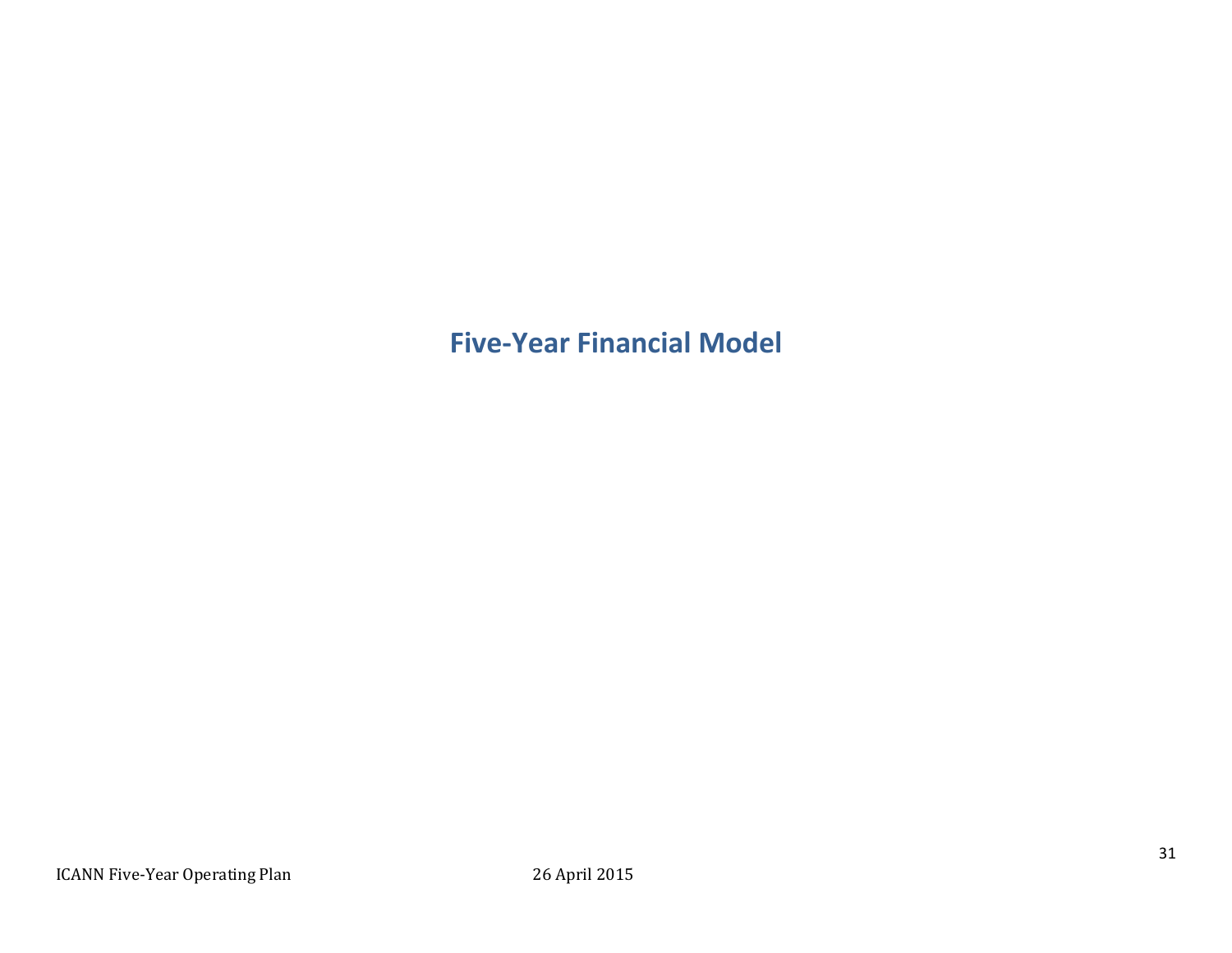# Five-Year Financial Model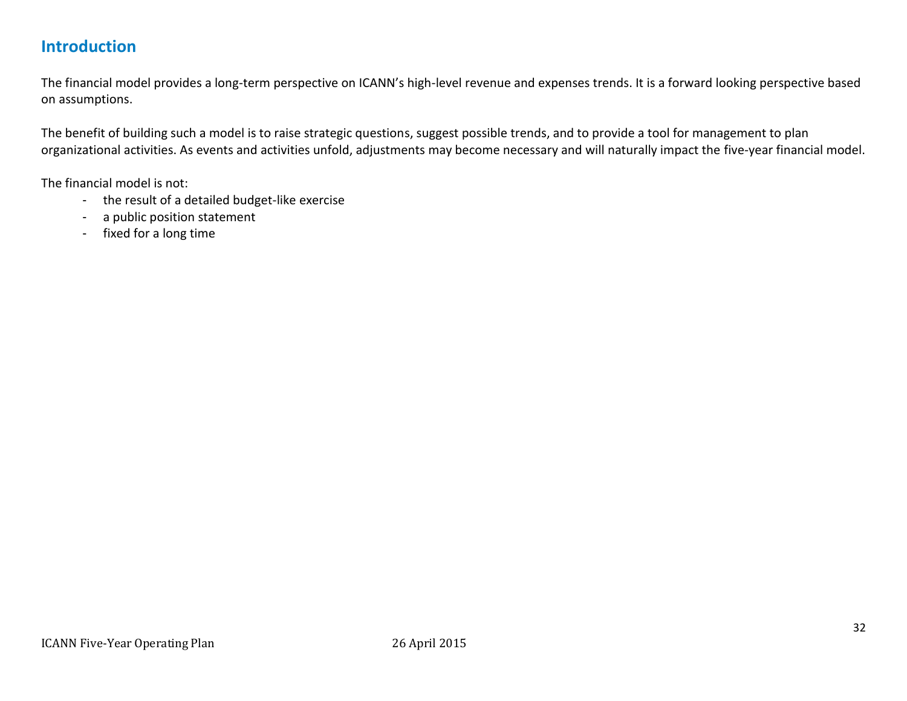## Introduction

The financial model provides a long-term perspective on ICANN's high-level revenue and expenses trends. It is a forward looking perspective based on assumptions.

The benefit of building such a model is to raise strategic questions, suggest possible trends, and to provide a tool for management to plan organizational activities. As events and activities unfold, adjustments may become necessary and will naturally impact the five-year financial model.

The financial model is not:

- the result of a detailed budget-like exercise
- a public position statement
- fixed for a long time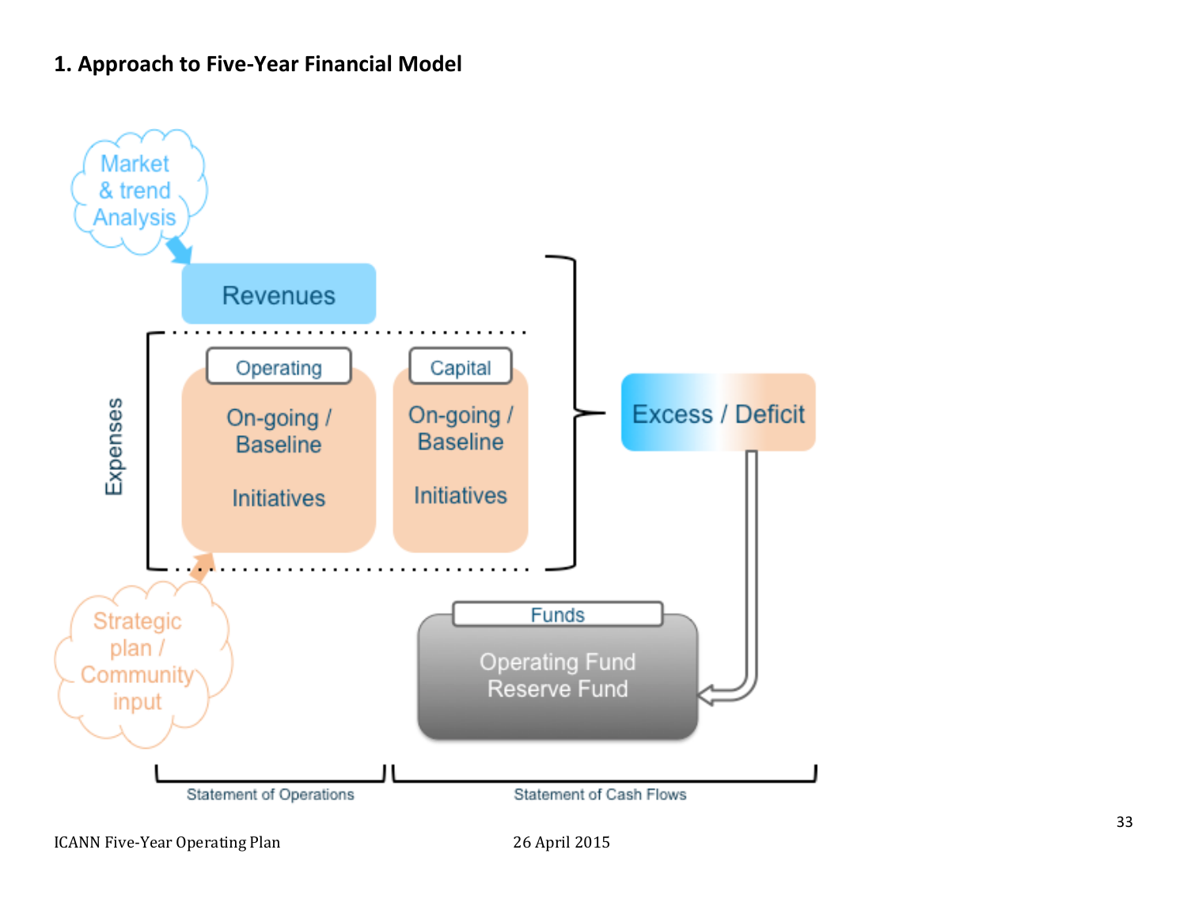## 1. Approach to Five-Year Financial Model

Market & trend Analysis

Revenues

Expenses

Operating

On-going / Baseline

Initiatives

Capital

On-going / Baseline

Initiatives

Excess / Deficit

Strategic plan / Community input

Funds

Operating Fund
Reserve Fund

Statement of Operations

Statement of Cash Flows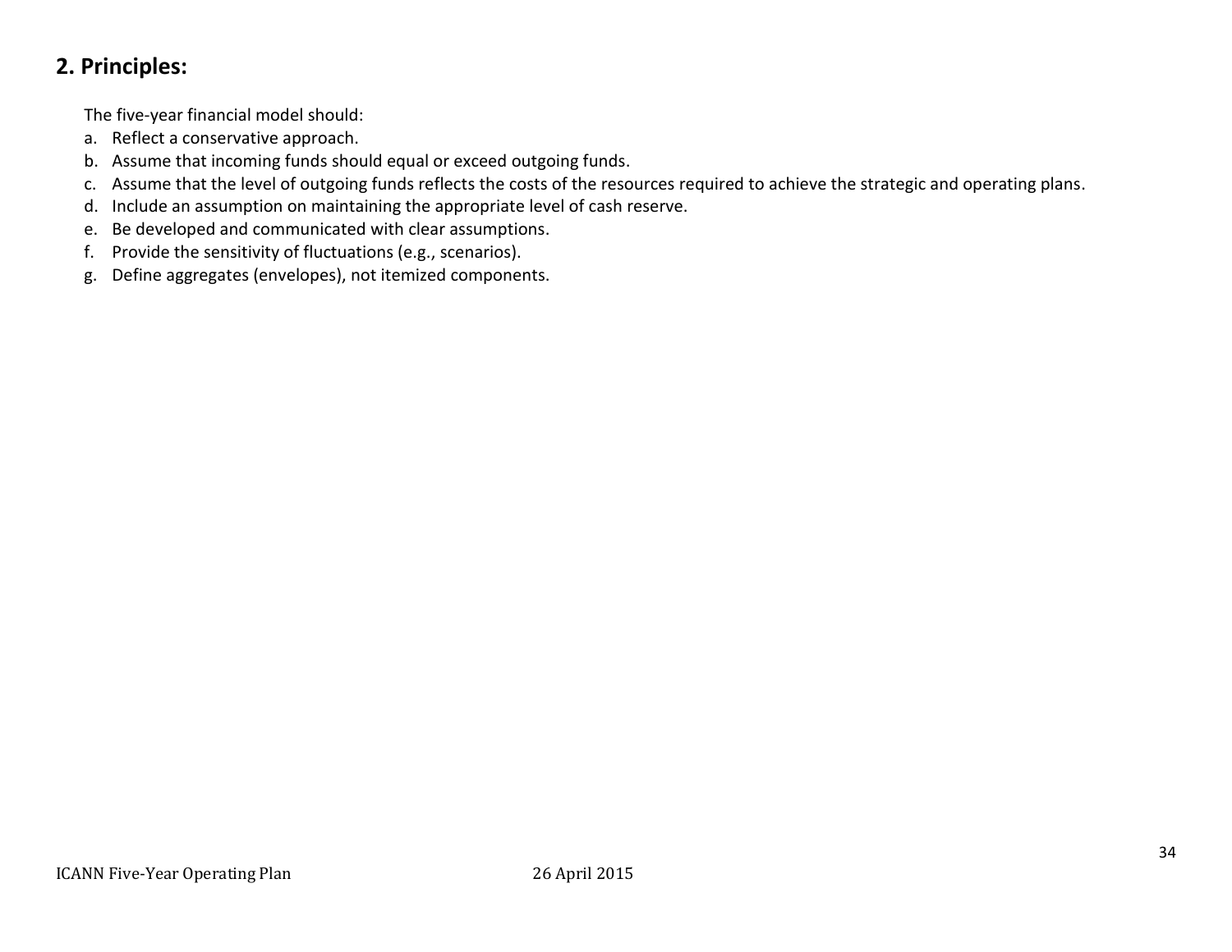## 2. Principles:

The five-year financial model should:

a. Reflect a conservative approach.
b. Assume that incoming funds should equal or exceed outgoing funds.
c. Assume that the level of outgoing funds reflects the costs of the resources required to achieve the strategic and operating plans.
d. Include an assumption on maintaining the appropriate level of cash reserve.
e. Be developed and communicated with clear assumptions.
f. Provide the sensitivity of fluctuations (e.g., scenarios).
g. Define aggregates (envelopes), not itemized components.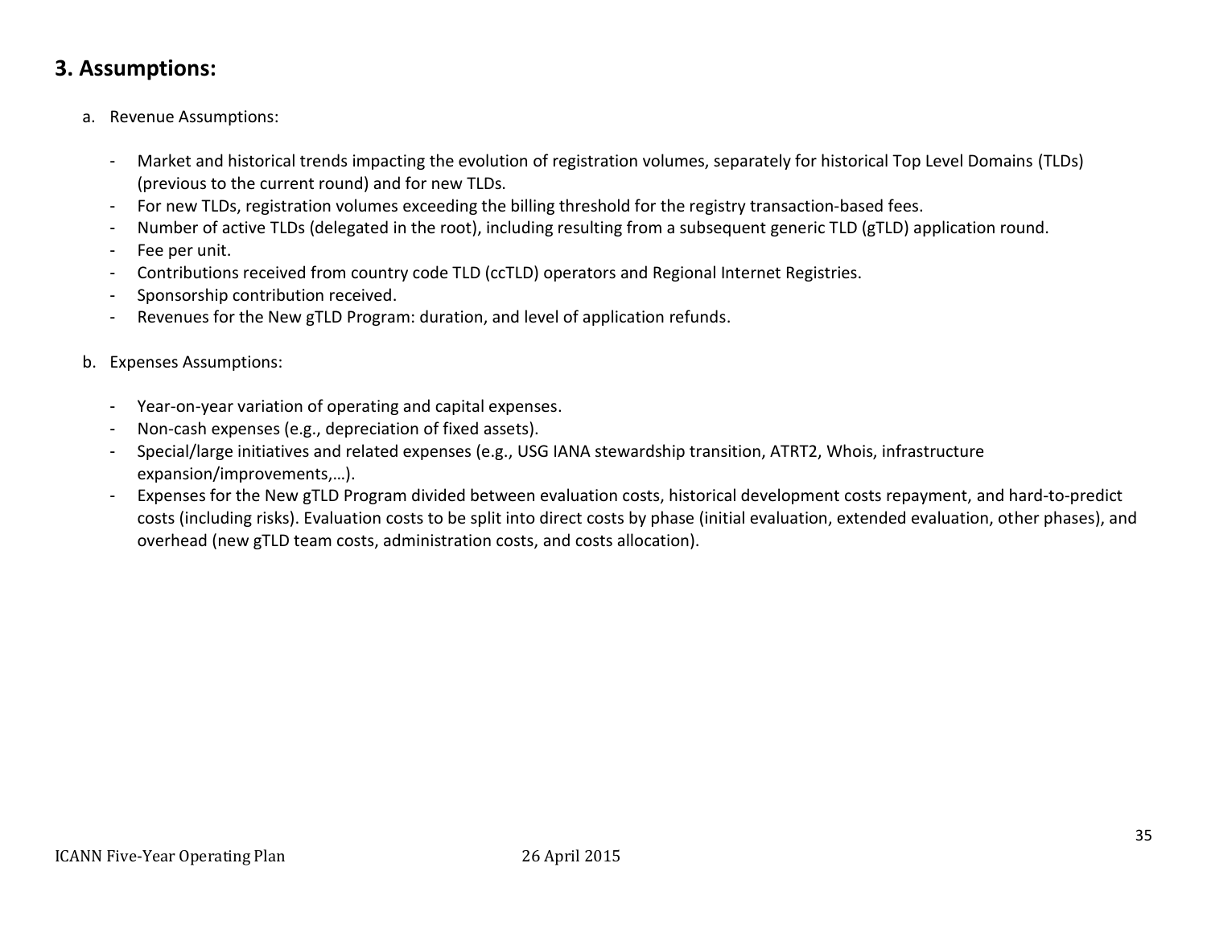## 3. Assumptions:

a. Revenue Assumptions:

- Market and historical trends impacting the evolution of registration volumes, separately for historical Top Level Domains (TLDs) (previous to the current round) and for new TLDs.
- For new TLDs, registration volumes exceeding the billing threshold for the registry transaction-based fees.
- Number of active TLDs (delegated in the root), including resulting from a subsequent generic TLD (gTLD) application round.
- Fee per unit.
- Contributions received from country code TLD (ccTLD) operators and Regional Internet Registries.
- Sponsorship contribution received.
- Revenues for the New gTLD Program: duration, and level of application refunds.

b. Expenses Assumptions:

- Year-on-year variation of operating and capital expenses.
- Non-cash expenses (e.g., depreciation of fixed assets).
- Special/large initiatives and related expenses (e.g., USG IANA stewardship transition, ATRT2, Whois, infrastructure expansion/improvements,…).
- Expenses for the New gTLD Program divided between evaluation costs, historical development costs repayment, and hard-to-predict costs (including risks). Evaluation costs to be split into direct costs by phase (initial evaluation, extended evaluation, other phases), and overhead (new gTLD team costs, administration costs, and costs allocation).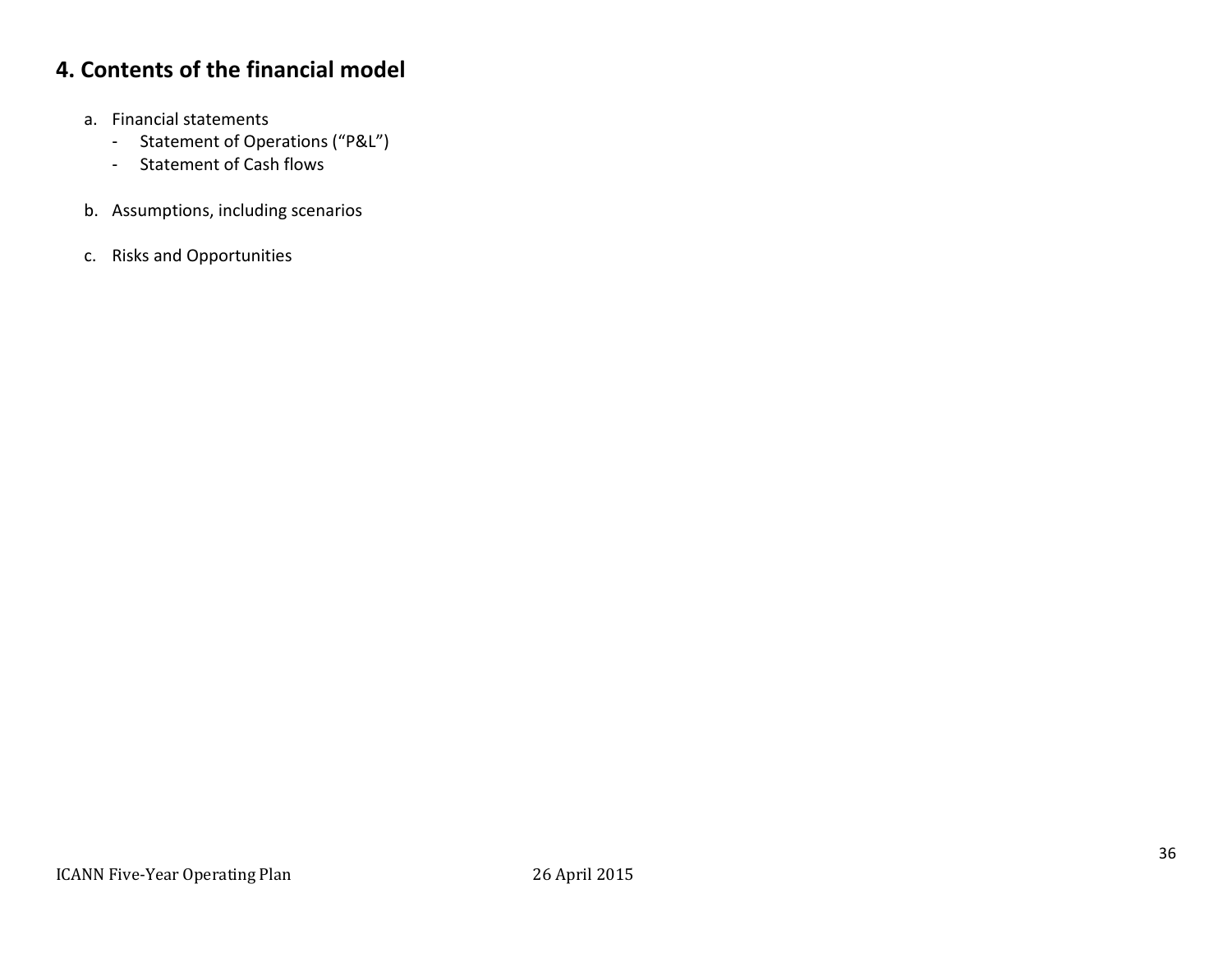## 4. Contents of the financial model

a. Financial statements
   - Statement of Operations (“P&L”)
   - Statement of Cash flows

b. Assumptions, including scenarios

c. Risks and Opportunities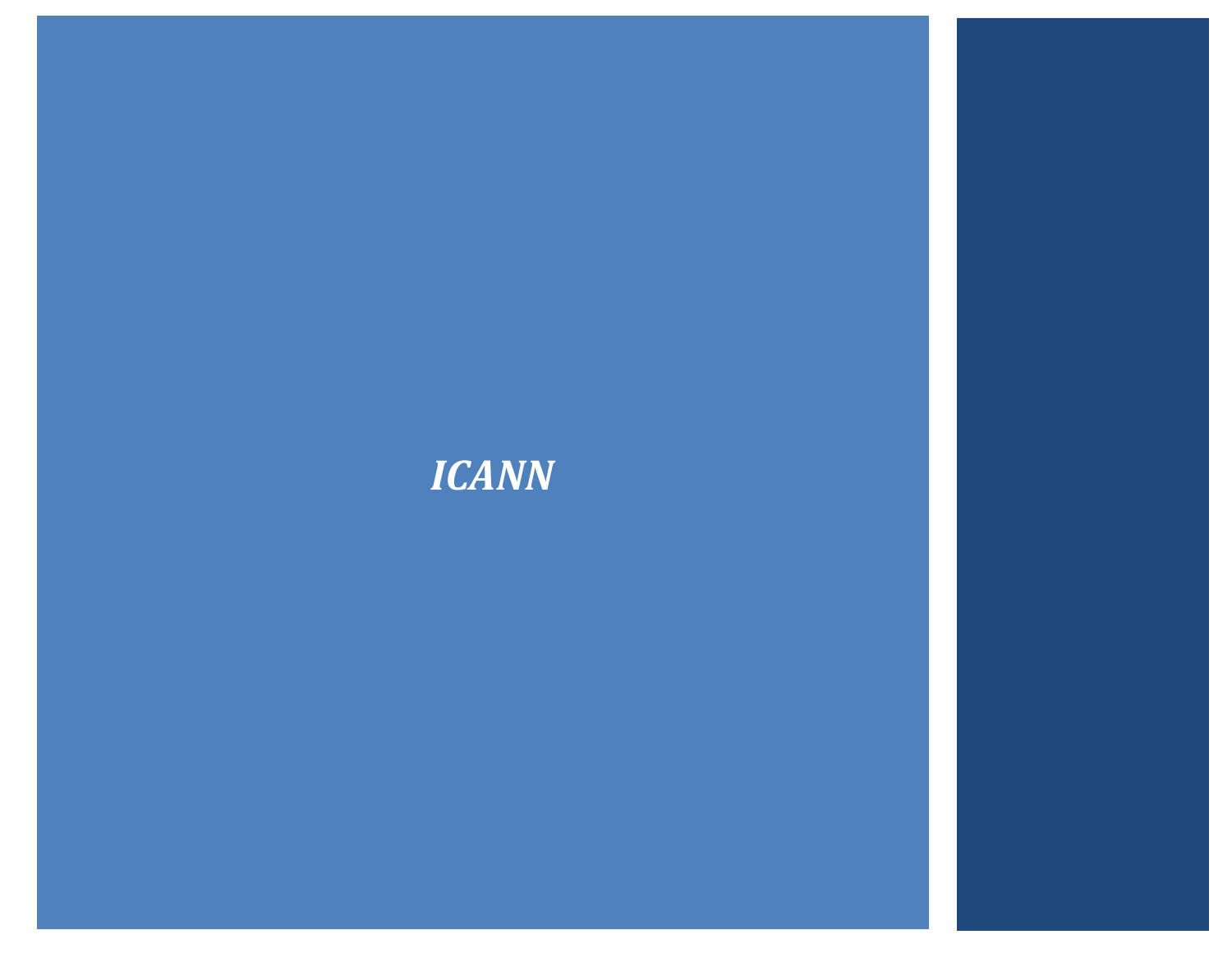***ICANN***